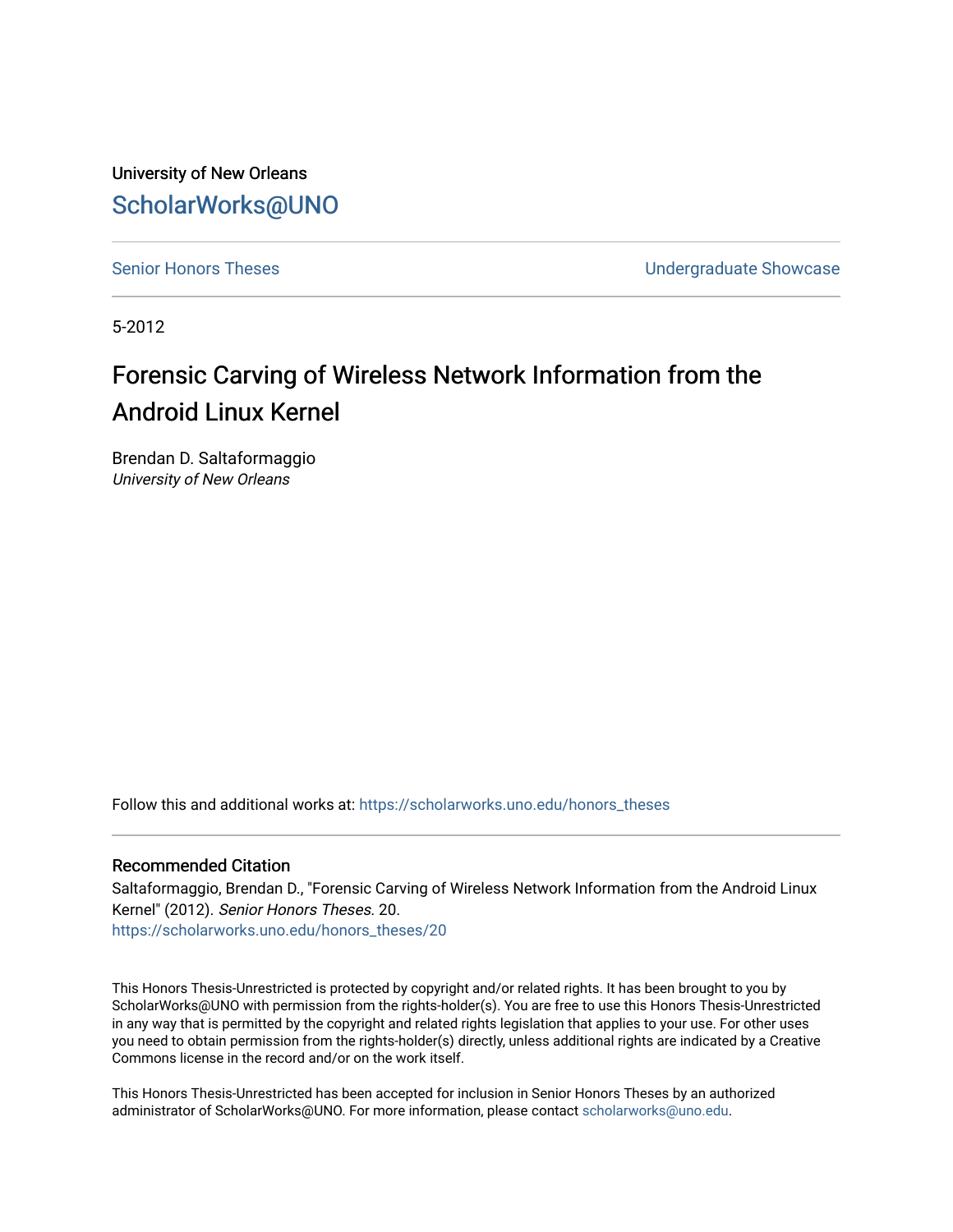University of New Orleans

ScholarWorks@UNO

Senior Honors Theses | Undergraduate Showcase

5-2012

# Forensic Carving of Wireless Network Information from the Android Linux Kernel

Brendan D. Saltaformaggio
*University of New Orleans*

Follow this and additional works at: https://scholarworks.uno.edu/honors_theses

## Recommended Citation

Saltaformaggio, Brendan D., "Forensic Carving of Wireless Network Information from the Android Linux Kernel" (2012). *Senior Honors Theses*. 20.
https://scholarworks.uno.edu/honors_theses/20

This Honors Thesis-Unrestricted is protected by copyright and/or related rights. It has been brought to you by ScholarWorks@UNO with permission from the rights-holder(s). You are free to use this Honors Thesis-Unrestricted in any way that is permitted by the copyright and related rights legislation that applies to your use. For other uses you need to obtain permission from the rights-holder(s) directly, unless additional rights are indicated by a Creative Commons license in the record and/or on the work itself.

This Honors Thesis-Unrestricted has been accepted for inclusion in Senior Honors Theses by an authorized administrator of ScholarWorks@UNO. For more information, please contact scholarworks@uno.edu.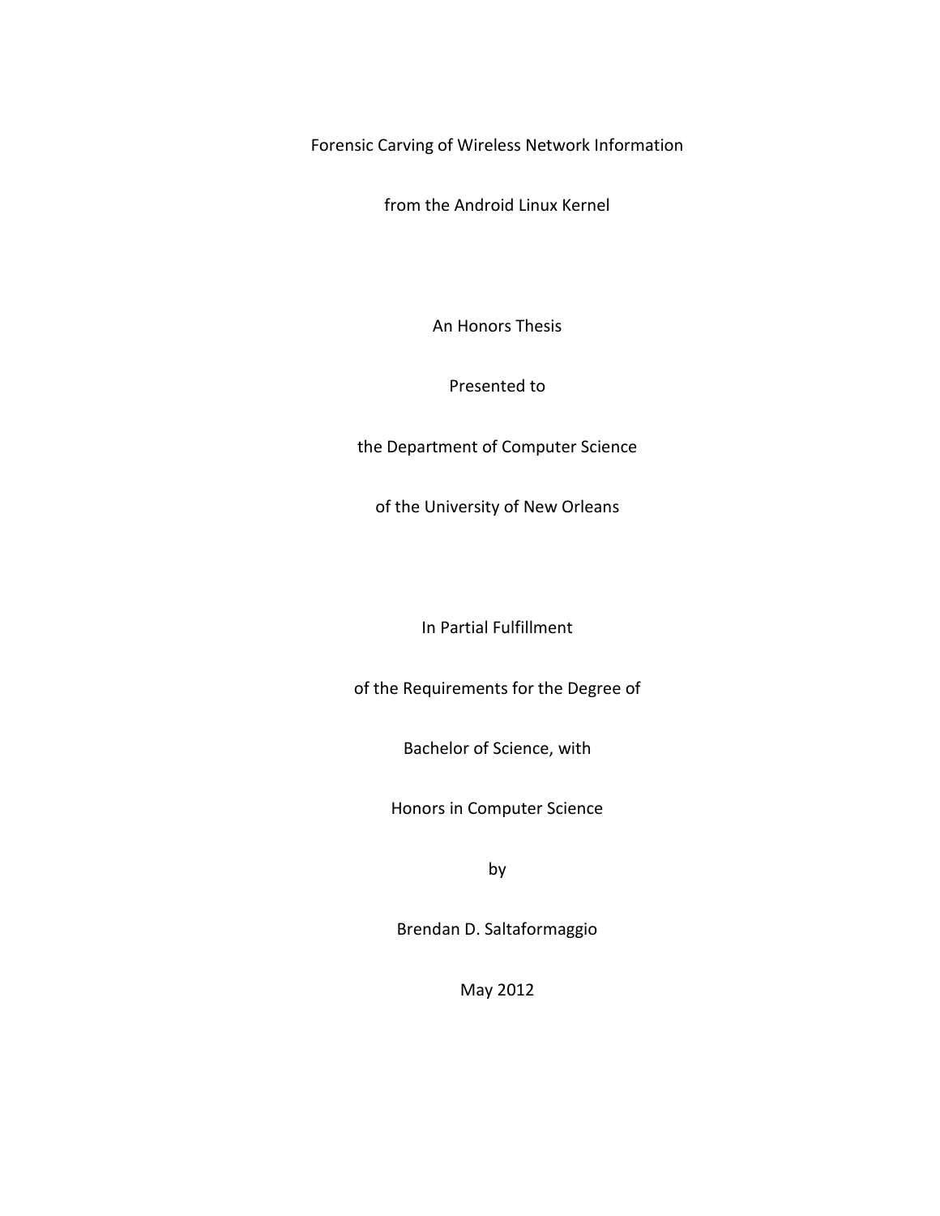# Forensic Carving of Wireless Network Information from the Android Linux Kernel

An Honors Thesis

Presented to

the Department of Computer Science

of the University of New Orleans

In Partial Fulfillment

of the Requirements for the Degree of

Bachelor of Science, with

Honors in Computer Science

by

Brendan D. Saltaformaggio

May 2012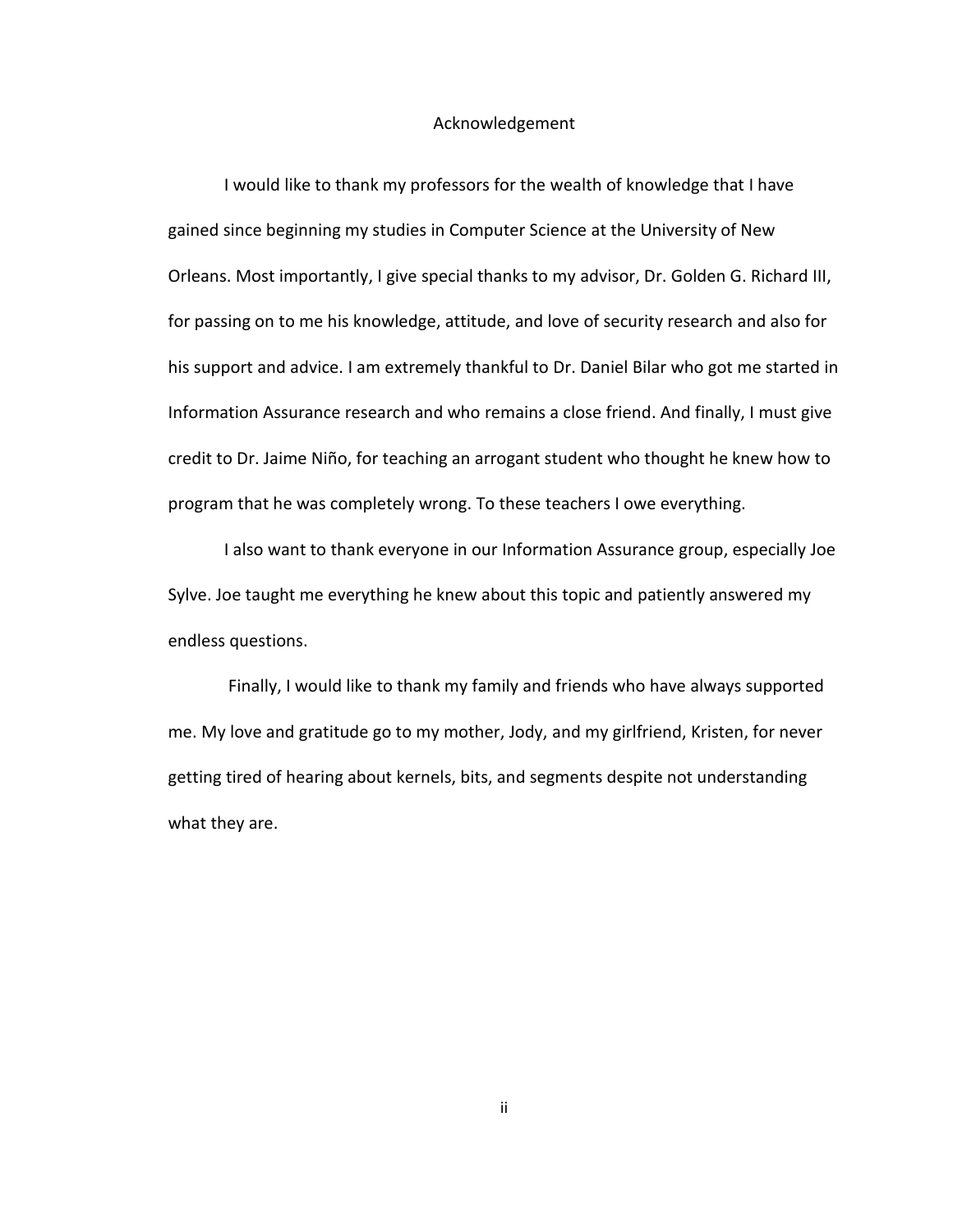# Acknowledgement

I would like to thank my professors for the wealth of knowledge that I have gained since beginning my studies in Computer Science at the University of New Orleans. Most importantly, I give special thanks to my advisor, Dr. Golden G. Richard III, for passing on to me his knowledge, attitude, and love of security research and also for his support and advice. I am extremely thankful to Dr. Daniel Bilar who got me started in Information Assurance research and who remains a close friend. And finally, I must give credit to Dr. Jaime Niño, for teaching an arrogant student who thought he knew how to program that he was completely wrong. To these teachers I owe everything.

I also want to thank everyone in our Information Assurance group, especially Joe Sylve. Joe taught me everything he knew about this topic and patiently answered my endless questions.

Finally, I would like to thank my family and friends who have always supported me. My love and gratitude go to my mother, Jody, and my girlfriend, Kristen, for never getting tired of hearing about kernels, bits, and segments despite not understanding what they are.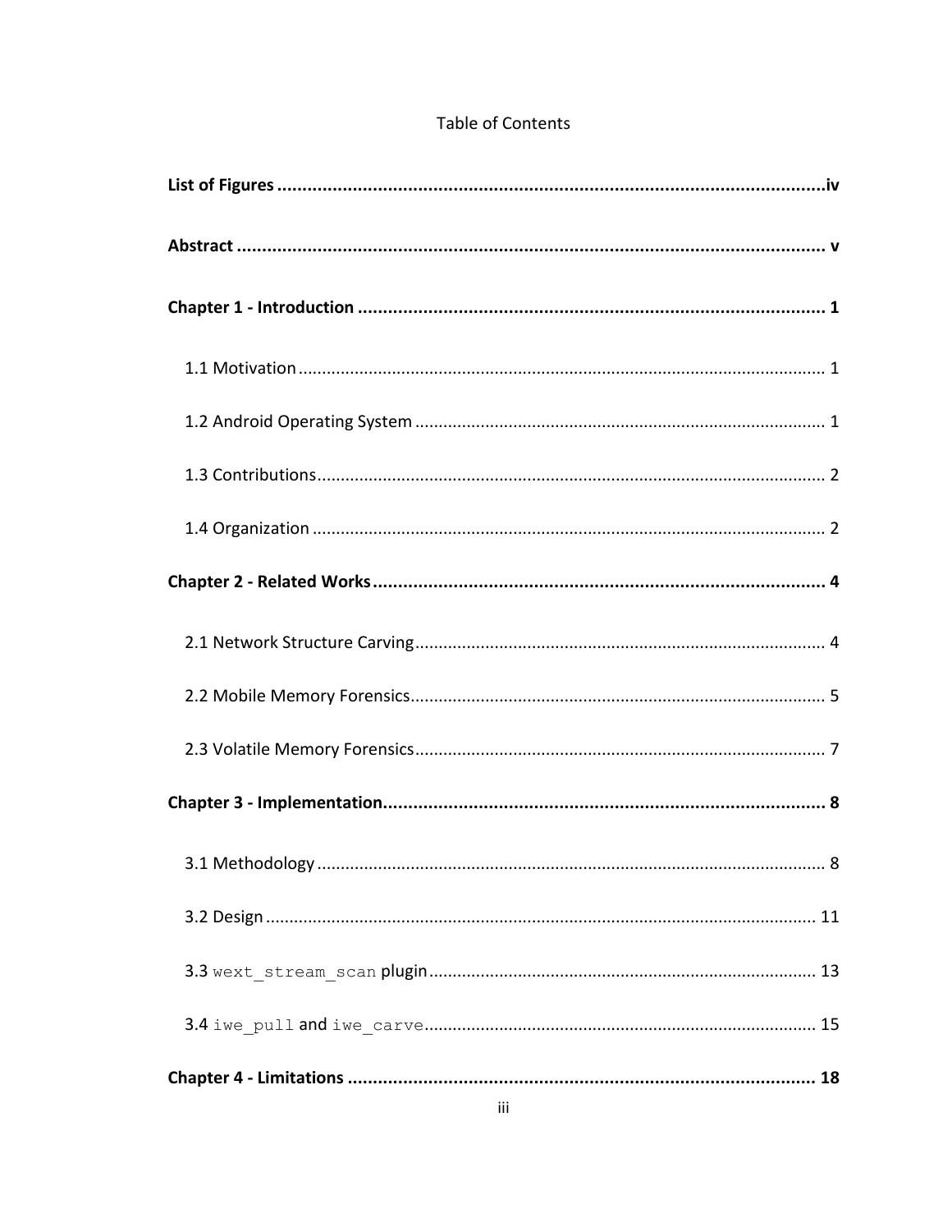Table of Contents

**List of Figures** ........................................................................................................ **iv**

**Abstract** ........................................................................................................ **v**

**Chapter 1 - Introduction** ........................................................................................................ **1**

1.1 Motivation ........................................................................................................ 1

1.2 Android Operating System ........................................................................................................ 1

1.3 Contributions ........................................................................................................ 2

1.4 Organization ........................................................................................................ 2

**Chapter 2 - Related Works** ........................................................................................................ **4**

2.1 Network Structure Carving ........................................................................................................ 4

2.2 Mobile Memory Forensics ........................................................................................................ 5

2.3 Volatile Memory Forensics ........................................................................................................ 7

**Chapter 3 - Implementation** ........................................................................................................ **8**

3.1 Methodology ........................................................................................................ 8

3.2 Design ........................................................................................................ 11

3.3 `wext_stream_scan` plugin ........................................................................................................ 13

3.4 `iwe_pull` and `iwe_carve` ........................................................................................................ 15

**Chapter 4 - Limitations** ........................................................................................................ **18**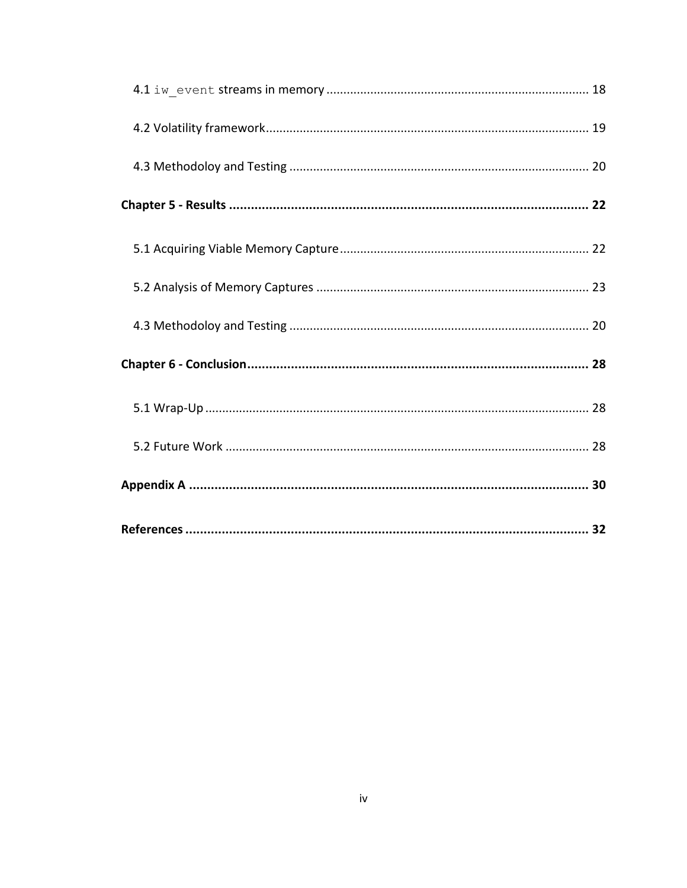4.1 `iw_event` streams in memory ........................................................................... 18

4.2 Volatility framework.............................................................................................. 19

4.3 Methodoloy and Testing ....................................................................................... 20

**Chapter 5 - Results .................................................................................................... 22**

5.1 Acquiring Viable Memory Capture......................................................................... 22

5.2 Analysis of Memory Captures ................................................................................ 23

4.3 Methodoloy and Testing ....................................................................................... 20

**Chapter 6 - Conclusion............................................................................................... 28**

5.1 Wrap-Up ................................................................................................................ 28

5.2 Future Work .......................................................................................................... 28

**Appendix A ............................................................................................................... 30**

**References ................................................................................................................ 32**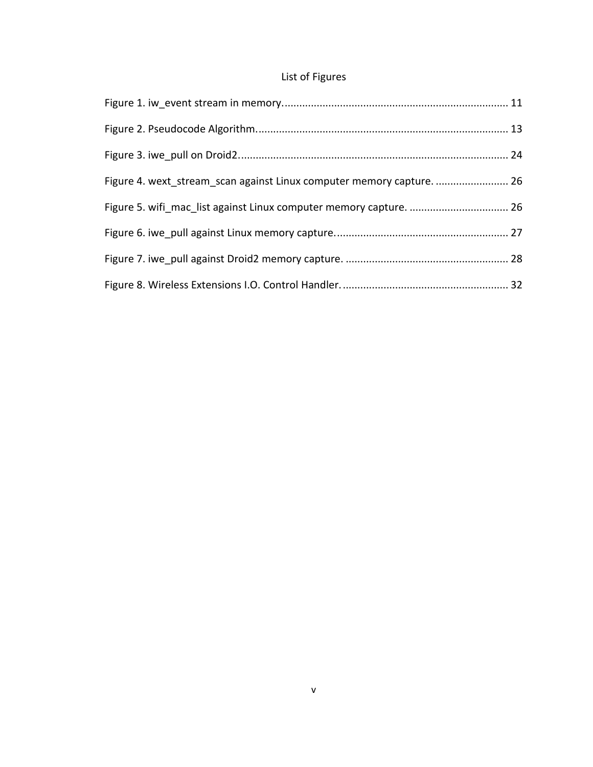# List of Figures

Figure 1. iw_event stream in memory. ........................................................................... 11

Figure 2. Pseudocode Algorithm. ..................................................................................... 13

Figure 3. iwe_pull on Droid2. ........................................................................................... 24

Figure 4. wext_stream_scan against Linux computer memory capture. ......................... 26

Figure 5. wifi_mac_list against Linux computer memory capture. .................................. 26

Figure 6. iwe_pull against Linux memory capture. .......................................................... 27

Figure 7. iwe_pull against Droid2 memory capture. ....................................................... 28

Figure 8. Wireless Extensions I.O. Control Handler. ........................................................ 32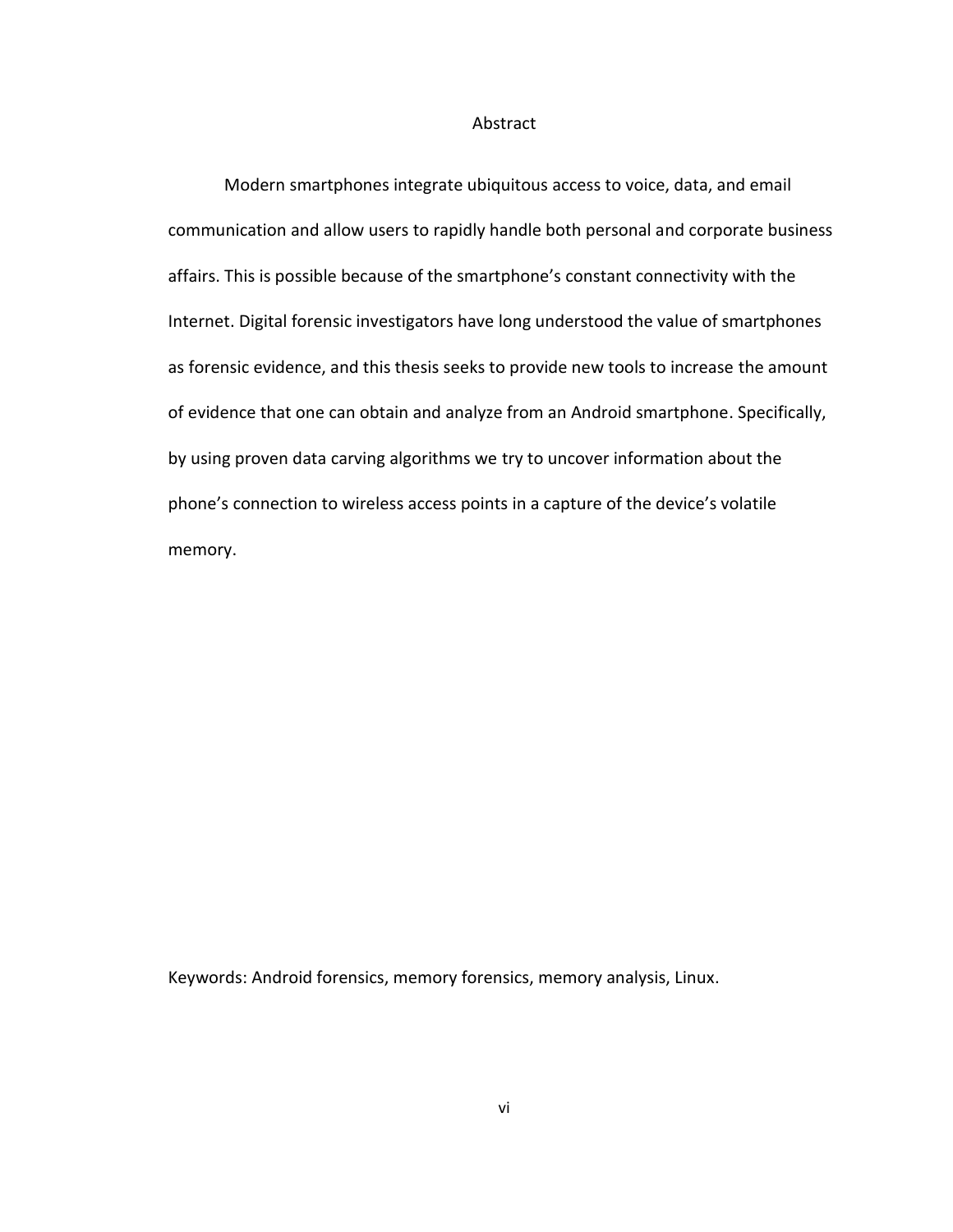# Abstract

Modern smartphones integrate ubiquitous access to voice, data, and email communication and allow users to rapidly handle both personal and corporate business affairs. This is possible because of the smartphone's constant connectivity with the Internet. Digital forensic investigators have long understood the value of smartphones as forensic evidence, and this thesis seeks to provide new tools to increase the amount of evidence that one can obtain and analyze from an Android smartphone. Specifically, by using proven data carving algorithms we try to uncover information about the phone's connection to wireless access points in a capture of the device's volatile memory.

Keywords: Android forensics, memory forensics, memory analysis, Linux.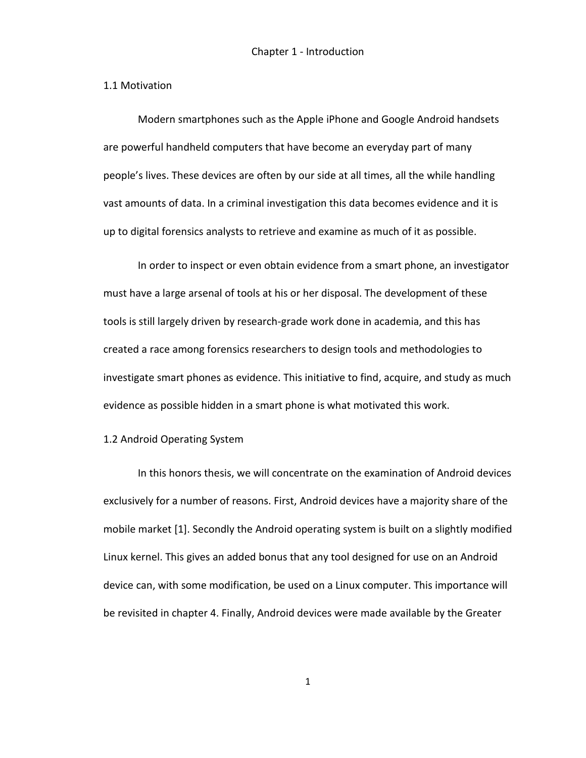# Chapter 1 - Introduction

## 1.1 Motivation

Modern smartphones such as the Apple iPhone and Google Android handsets are powerful handheld computers that have become an everyday part of many people's lives. These devices are often by our side at all times, all the while handling vast amounts of data. In a criminal investigation this data becomes evidence and it is up to digital forensics analysts to retrieve and examine as much of it as possible.

In order to inspect or even obtain evidence from a smart phone, an investigator must have a large arsenal of tools at his or her disposal. The development of these tools is still largely driven by research-grade work done in academia, and this has created a race among forensics researchers to design tools and methodologies to investigate smart phones as evidence. This initiative to find, acquire, and study as much evidence as possible hidden in a smart phone is what motivated this work.

## 1.2 Android Operating System

In this honors thesis, we will concentrate on the examination of Android devices exclusively for a number of reasons. First, Android devices have a majority share of the mobile market [1]. Secondly the Android operating system is built on a slightly modified Linux kernel. This gives an added bonus that any tool designed for use on an Android device can, with some modification, be used on a Linux computer. This importance will be revisited in chapter 4. Finally, Android devices were made available by the Greater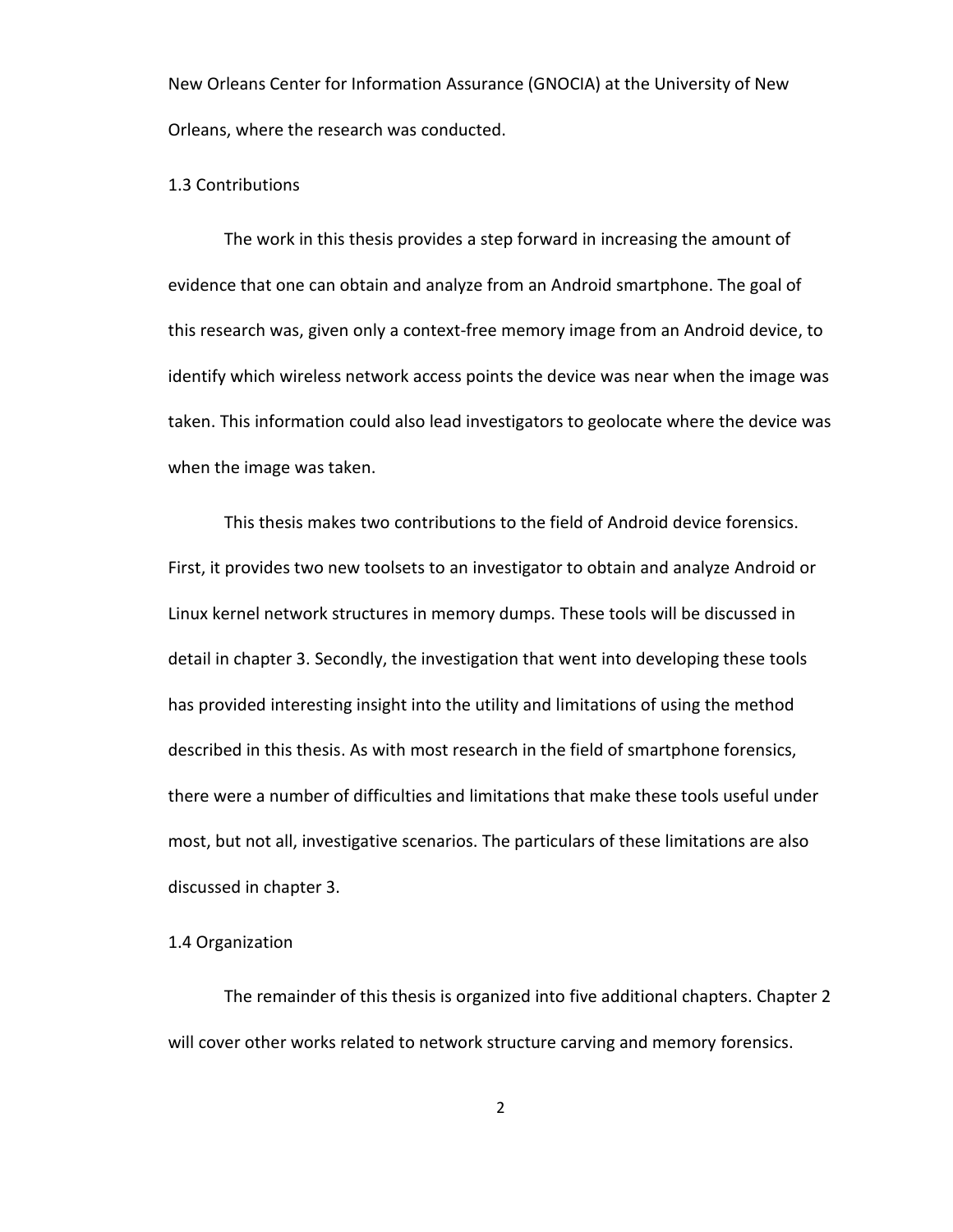New Orleans Center for Information Assurance (GNOCIA) at the University of New Orleans, where the research was conducted.

## 1.3 Contributions

The work in this thesis provides a step forward in increasing the amount of evidence that one can obtain and analyze from an Android smartphone. The goal of this research was, given only a context-free memory image from an Android device, to identify which wireless network access points the device was near when the image was taken. This information could also lead investigators to geolocate where the device was when the image was taken.

This thesis makes two contributions to the field of Android device forensics. First, it provides two new toolsets to an investigator to obtain and analyze Android or Linux kernel network structures in memory dumps. These tools will be discussed in detail in chapter 3. Secondly, the investigation that went into developing these tools has provided interesting insight into the utility and limitations of using the method described in this thesis. As with most research in the field of smartphone forensics, there were a number of difficulties and limitations that make these tools useful under most, but not all, investigative scenarios. The particulars of these limitations are also discussed in chapter 3.

## 1.4 Organization

The remainder of this thesis is organized into five additional chapters. Chapter 2 will cover other works related to network structure carving and memory forensics.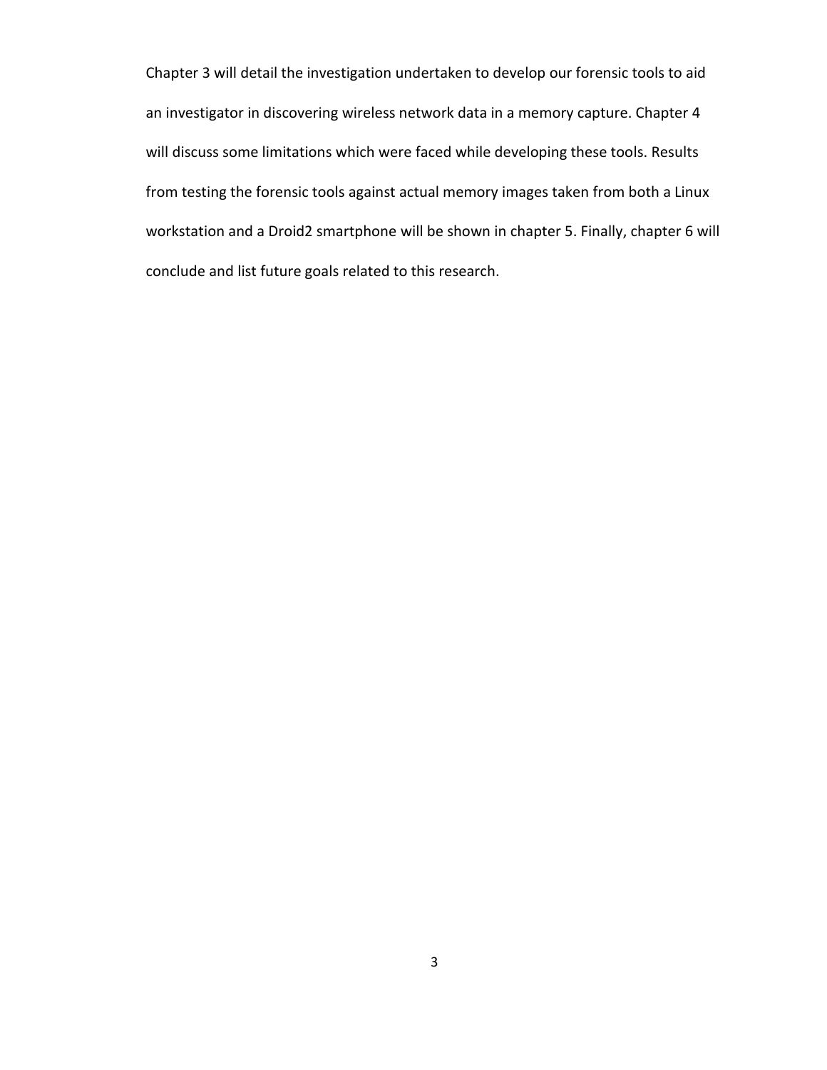Chapter 3 will detail the investigation undertaken to develop our forensic tools to aid an investigator in discovering wireless network data in a memory capture. Chapter 4 will discuss some limitations which were faced while developing these tools. Results from testing the forensic tools against actual memory images taken from both a Linux workstation and a Droid2 smartphone will be shown in chapter 5. Finally, chapter 6 will conclude and list future goals related to this research.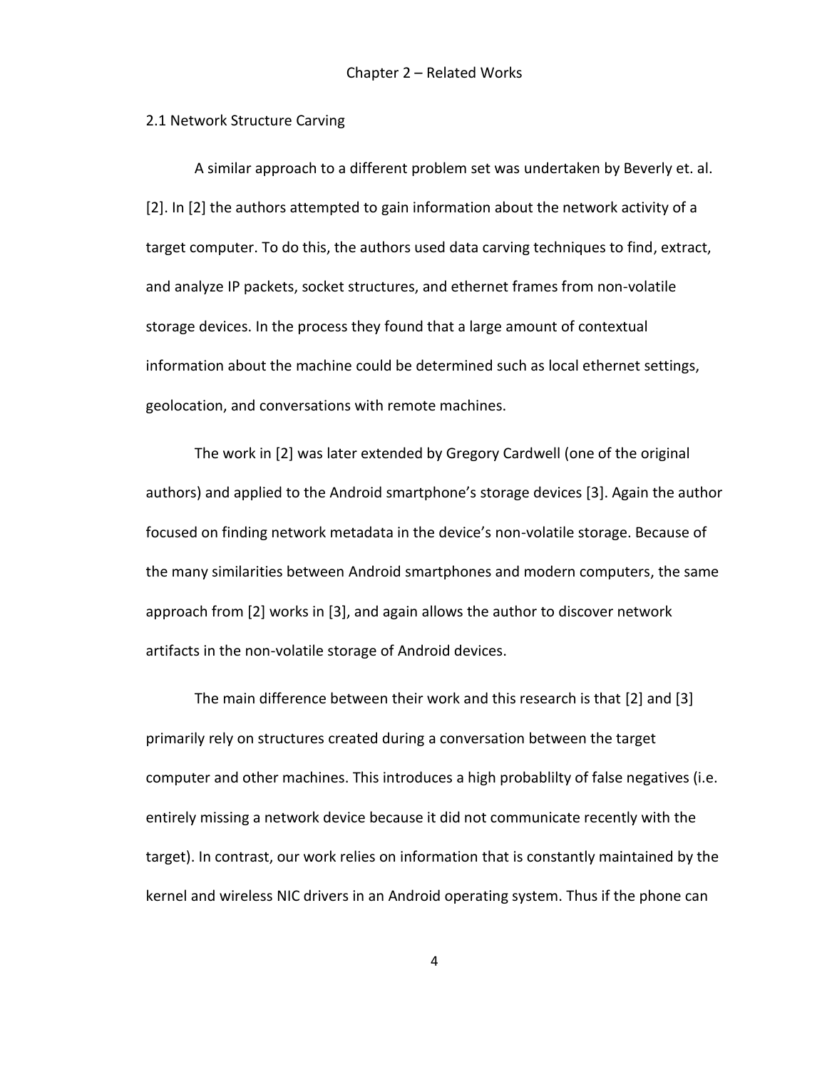# Chapter 2 – Related Works

## 2.1 Network Structure Carving

A similar approach to a different problem set was undertaken by Beverly et. al. [2]. In [2] the authors attempted to gain information about the network activity of a target computer. To do this, the authors used data carving techniques to find, extract, and analyze IP packets, socket structures, and ethernet frames from non-volatile storage devices. In the process they found that a large amount of contextual information about the machine could be determined such as local ethernet settings, geolocation, and conversations with remote machines.

The work in [2] was later extended by Gregory Cardwell (one of the original authors) and applied to the Android smartphone's storage devices [3]. Again the author focused on finding network metadata in the device's non-volatile storage. Because of the many similarities between Android smartphones and modern computers, the same approach from [2] works in [3], and again allows the author to discover network artifacts in the non-volatile storage of Android devices.

The main difference between their work and this research is that [2] and [3] primarily rely on structures created during a conversation between the target computer and other machines. This introduces a high probablilty of false negatives (i.e. entirely missing a network device because it did not communicate recently with the target). In contrast, our work relies on information that is constantly maintained by the kernel and wireless NIC drivers in an Android operating system. Thus if the phone can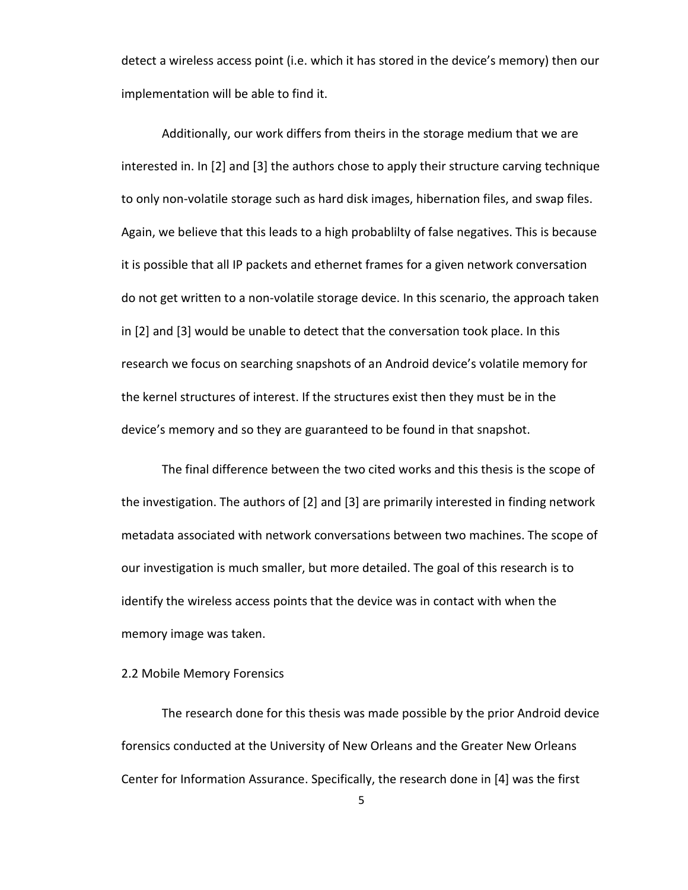detect a wireless access point (i.e. which it has stored in the device's memory) then our implementation will be able to find it.

Additionally, our work differs from theirs in the storage medium that we are interested in. In [2] and [3] the authors chose to apply their structure carving technique to only non-volatile storage such as hard disk images, hibernation files, and swap files. Again, we believe that this leads to a high probablilty of false negatives. This is because it is possible that all IP packets and ethernet frames for a given network conversation do not get written to a non-volatile storage device. In this scenario, the approach taken in [2] and [3] would be unable to detect that the conversation took place. In this research we focus on searching snapshots of an Android device's volatile memory for the kernel structures of interest. If the structures exist then they must be in the device's memory and so they are guaranteed to be found in that snapshot.

The final difference between the two cited works and this thesis is the scope of the investigation. The authors of [2] and [3] are primarily interested in finding network metadata associated with network conversations between two machines. The scope of our investigation is much smaller, but more detailed. The goal of this research is to identify the wireless access points that the device was in contact with when the memory image was taken.

## 2.2 Mobile Memory Forensics

The research done for this thesis was made possible by the prior Android device forensics conducted at the University of New Orleans and the Greater New Orleans Center for Information Assurance. Specifically, the research done in [4] was the first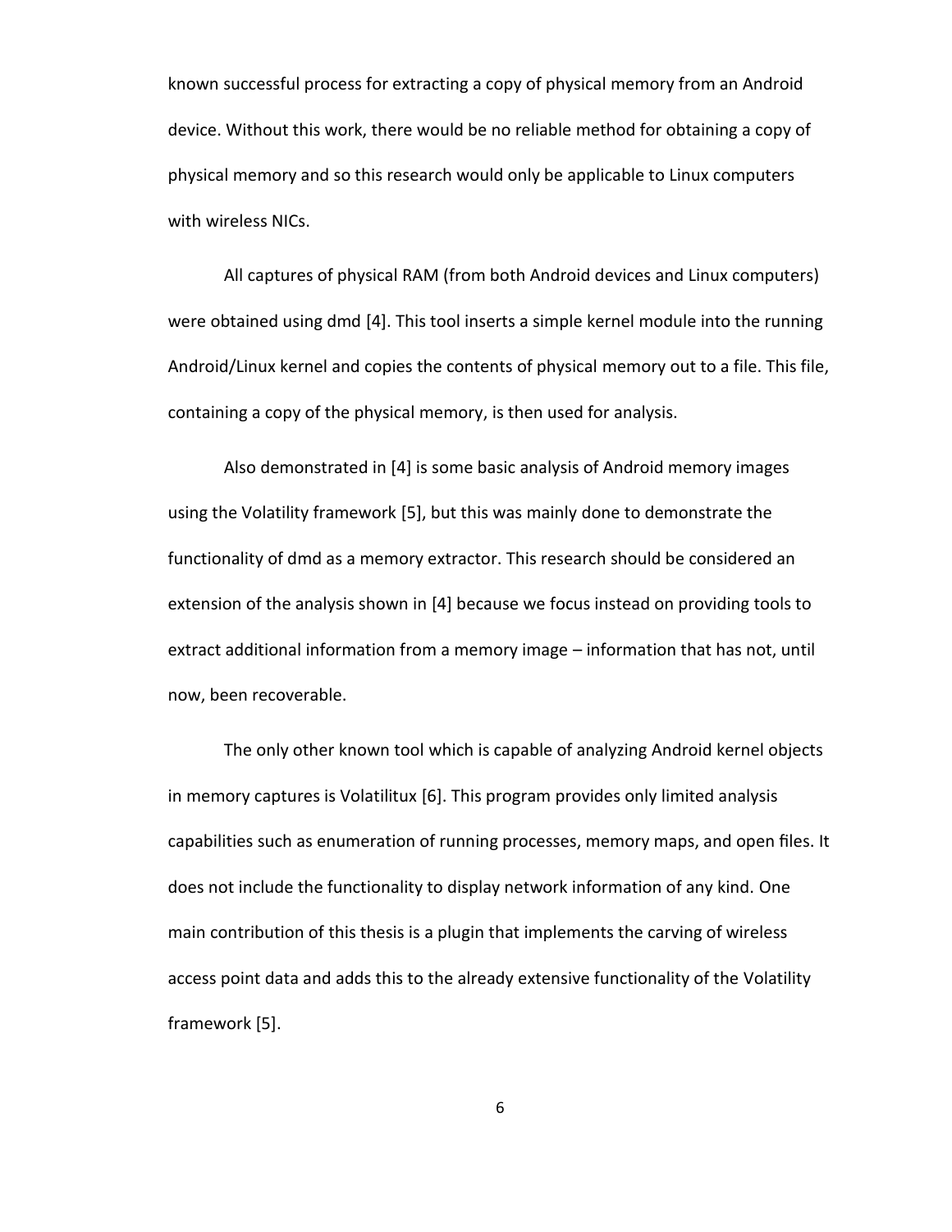known successful process for extracting a copy of physical memory from an Android device. Without this work, there would be no reliable method for obtaining a copy of physical memory and so this research would only be applicable to Linux computers with wireless NICs.

All captures of physical RAM (from both Android devices and Linux computers) were obtained using dmd [4]. This tool inserts a simple kernel module into the running Android/Linux kernel and copies the contents of physical memory out to a file. This file, containing a copy of the physical memory, is then used for analysis.

Also demonstrated in [4] is some basic analysis of Android memory images using the Volatility framework [5], but this was mainly done to demonstrate the functionality of dmd as a memory extractor. This research should be considered an extension of the analysis shown in [4] because we focus instead on providing tools to extract additional information from a memory image – information that has not, until now, been recoverable.

The only other known tool which is capable of analyzing Android kernel objects in memory captures is Volatilitux [6]. This program provides only limited analysis capabilities such as enumeration of running processes, memory maps, and open files. It does not include the functionality to display network information of any kind. One main contribution of this thesis is a plugin that implements the carving of wireless access point data and adds this to the already extensive functionality of the Volatility framework [5].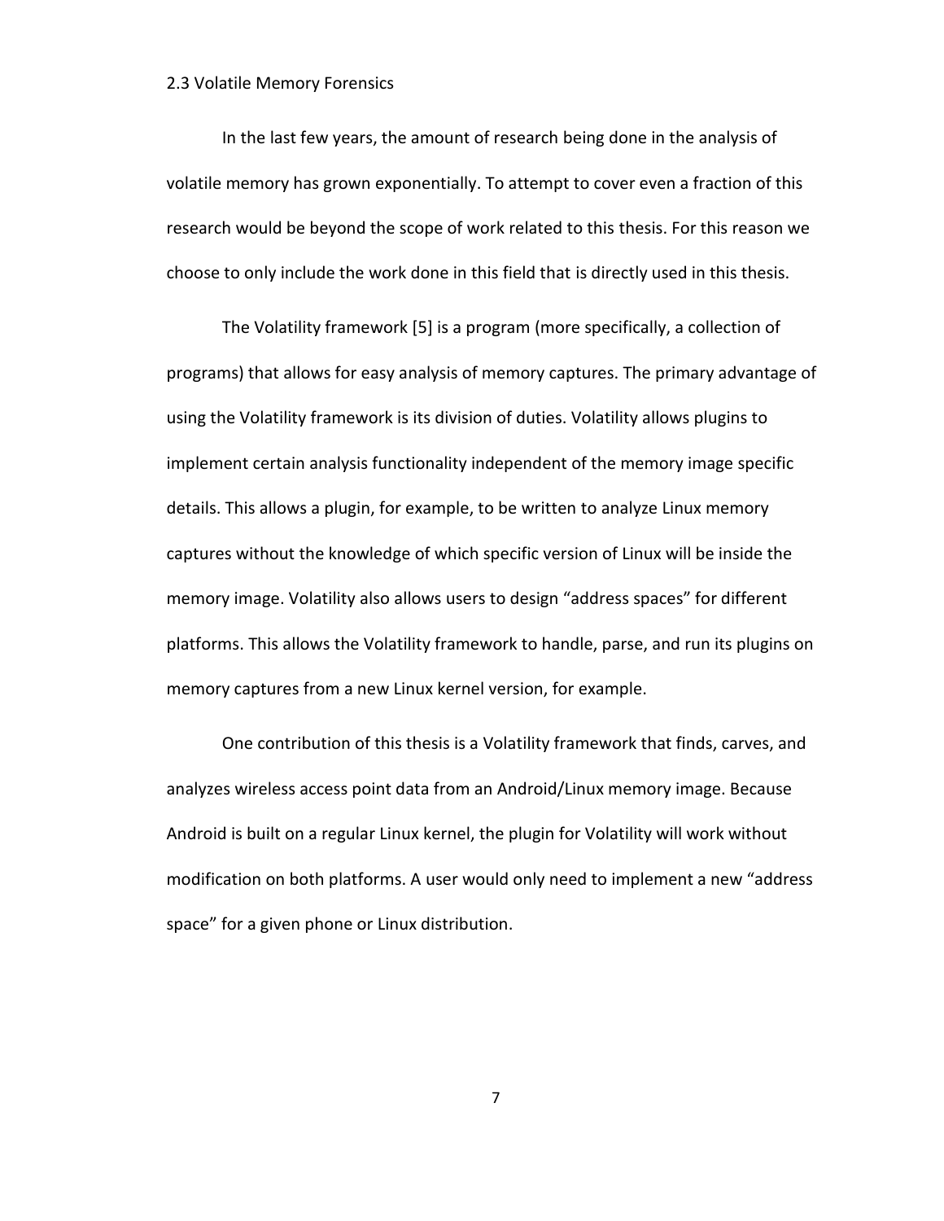## 2.3 Volatile Memory Forensics

In the last few years, the amount of research being done in the analysis of volatile memory has grown exponentially. To attempt to cover even a fraction of this research would be beyond the scope of work related to this thesis. For this reason we choose to only include the work done in this field that is directly used in this thesis.

The Volatility framework [5] is a program (more specifically, a collection of programs) that allows for easy analysis of memory captures. The primary advantage of using the Volatility framework is its division of duties. Volatility allows plugins to implement certain analysis functionality independent of the memory image specific details. This allows a plugin, for example, to be written to analyze Linux memory captures without the knowledge of which specific version of Linux will be inside the memory image. Volatility also allows users to design "address spaces" for different platforms. This allows the Volatility framework to handle, parse, and run its plugins on memory captures from a new Linux kernel version, for example.

One contribution of this thesis is a Volatility framework that finds, carves, and analyzes wireless access point data from an Android/Linux memory image. Because Android is built on a regular Linux kernel, the plugin for Volatility will work without modification on both platforms. A user would only need to implement a new "address space" for a given phone or Linux distribution.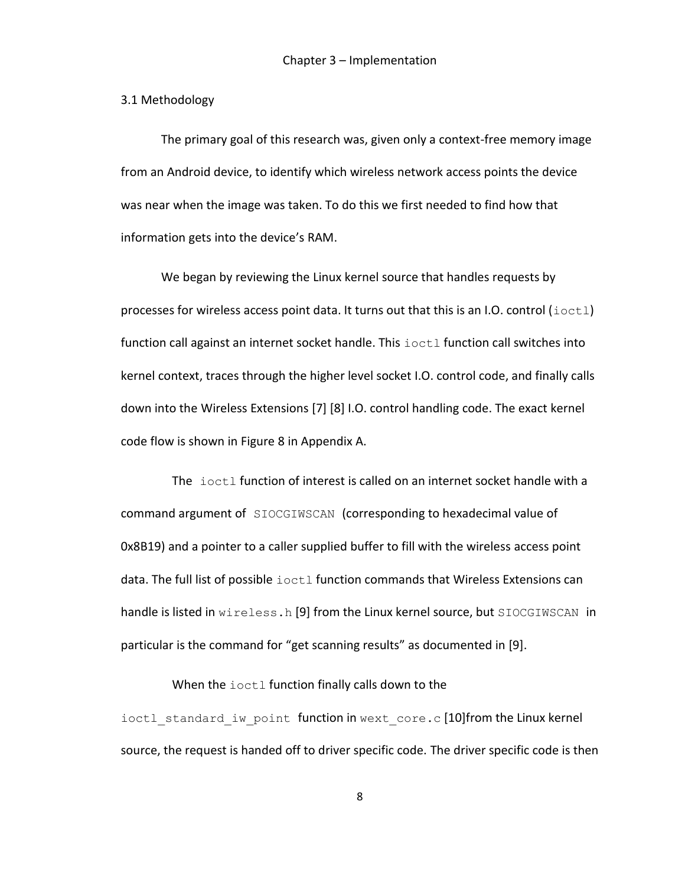# Chapter 3 – Implementation

## 3.1 Methodology

The primary goal of this research was, given only a context-free memory image from an Android device, to identify which wireless network access points the device was near when the image was taken. To do this we first needed to find how that information gets into the device's RAM.

We began by reviewing the Linux kernel source that handles requests by processes for wireless access point data. It turns out that this is an I.O. control (`ioctl`) function call against an internet socket handle. This `ioctl` function call switches into kernel context, traces through the higher level socket I.O. control code, and finally calls down into the Wireless Extensions [7] [8] I.O. control handling code. The exact kernel code flow is shown in Figure 8 in Appendix A.

The `ioctl` function of interest is called on an internet socket handle with a command argument of `SIOCGIWSCAN` (corresponding to hexadecimal value of 0x8B19) and a pointer to a caller supplied buffer to fill with the wireless access point data. The full list of possible `ioctl` function commands that Wireless Extensions can handle is listed in `wireless.h` [9] from the Linux kernel source, but `SIOCGIWSCAN` in particular is the command for "get scanning results" as documented in [9].

When the `ioctl` function finally calls down to the `ioctl_standard_iw_point` function in `wext_core.c` [10]from the Linux kernel source, the request is handed off to driver specific code. The driver specific code is then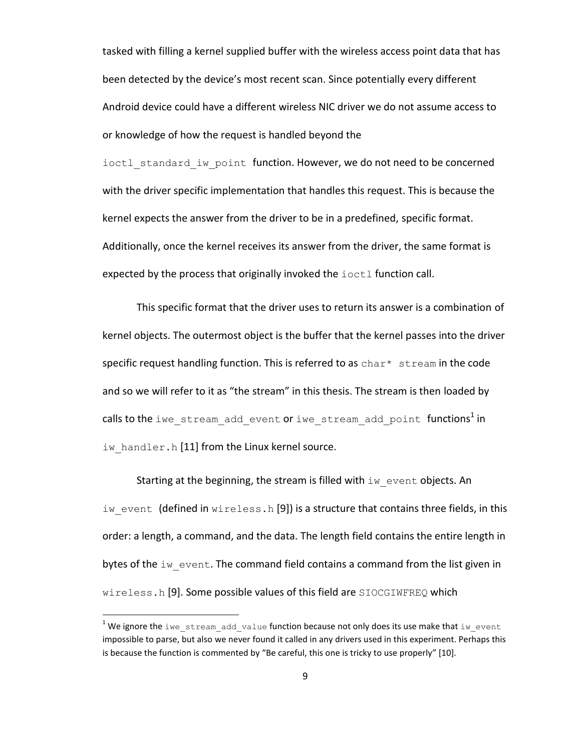tasked with filling a kernel supplied buffer with the wireless access point data that has been detected by the device's most recent scan. Since potentially every different Android device could have a different wireless NIC driver we do not assume access to or knowledge of how the request is handled beyond the `ioctl_standard_iw_point` function. However, we do not need to be concerned with the driver specific implementation that handles this request. This is because the kernel expects the answer from the driver to be in a predefined, specific format. Additionally, once the kernel receives its answer from the driver, the same format is expected by the process that originally invoked the `ioctl` function call.

This specific format that the driver uses to return its answer is a combination of kernel objects. The outermost object is the buffer that the kernel passes into the driver specific request handling function. This is referred to as `char* stream` in the code and so we will refer to it as "the stream" in this thesis. The stream is then loaded by calls to the `iwe_stream_add_event` or `iwe_stream_add_point` functions[1] in `iw_handler.h` [11] from the Linux kernel source.

Starting at the beginning, the stream is filled with `iw_event` objects. An `iw_event` (defined in `wireless.h` [9]) is a structure that contains three fields, in this order: a length, a command, and the data. The length field contains the entire length in bytes of the `iw_event`. The command field contains a command from the list given in `wireless.h` [9]. Some possible values of this field are `SIOCGIWFREQ` which

[1] We ignore the `iwe_stream_add_value` function because not only does its use make that `iw_event` impossible to parse, but also we never found it called in any drivers used in this experiment. Perhaps this is because the function is commented by "Be careful, this one is tricky to use properly" [10].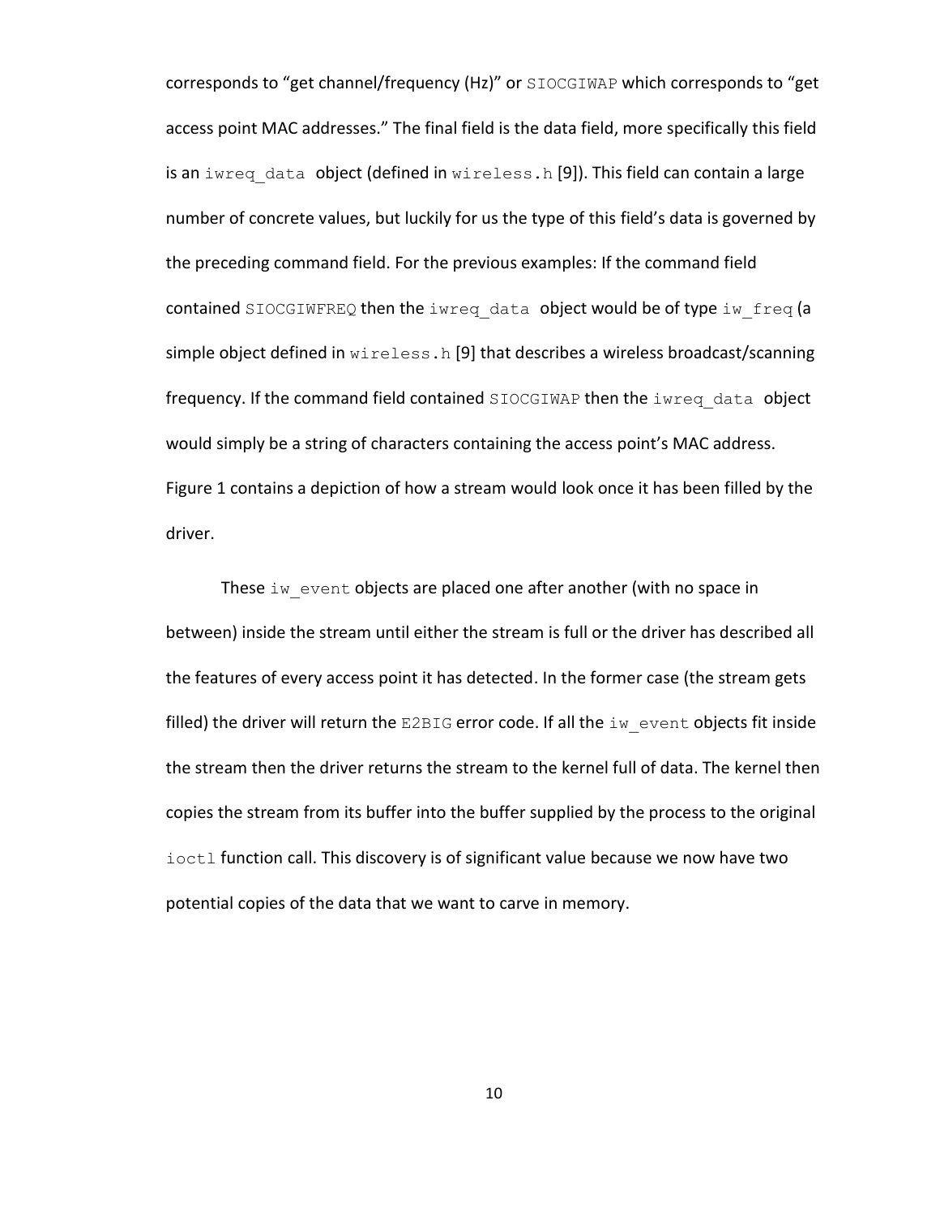corresponds to "get channel/frequency (Hz)" or `SIOCGIWAP` which corresponds to "get access point MAC addresses." The final field is the data field, more specifically this field is an `iwreq_data` object (defined in `wireless.h` [9]). This field can contain a large number of concrete values, but luckily for us the type of this field's data is governed by the preceding command field. For the previous examples: If the command field contained `SIOCGIWFREQ` then the `iwreq_data` object would be of type `iw_freq` (a simple object defined in `wireless.h` [9] that describes a wireless broadcast/scanning frequency. If the command field contained `SIOCGIWAP` then the `iwreq_data` object would simply be a string of characters containing the access point's MAC address. Figure 1 contains a depiction of how a stream would look once it has been filled by the driver.

These `iw_event` objects are placed one after another (with no space in between) inside the stream until either the stream is full or the driver has described all the features of every access point it has detected. In the former case (the stream gets filled) the driver will return the `E2BIG` error code. If all the `iw_event` objects fit inside the stream then the driver returns the stream to the kernel full of data. The kernel then copies the stream from its buffer into the buffer supplied by the process to the original `ioctl` function call. This discovery is of significant value because we now have two potential copies of the data that we want to carve in memory.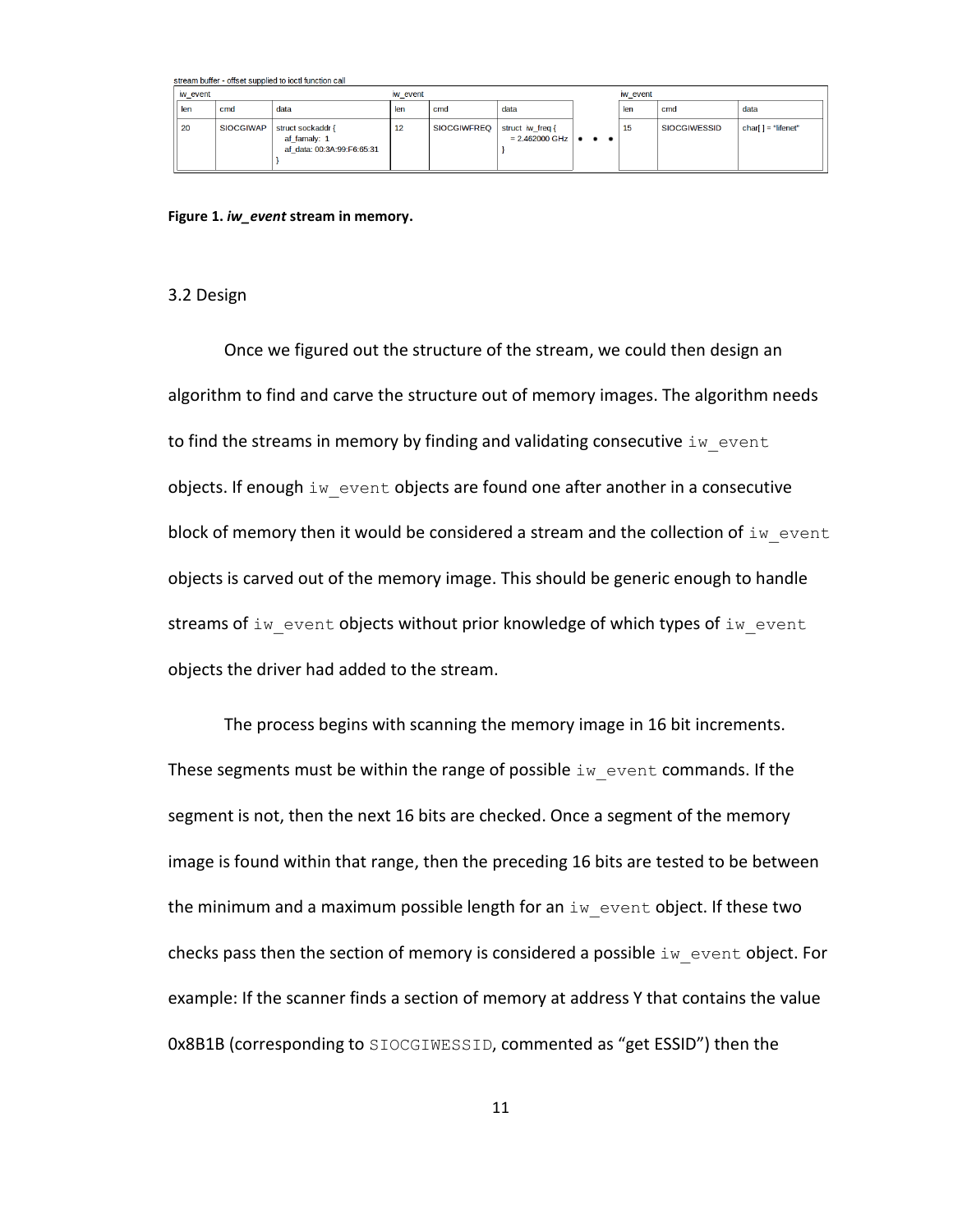stream buffer - offset supplied to ioctl function call

| iw_event | | | iw_event | | | | iw_event | | |
|---|---|---|---|---|---|---|---|---|---|
| len | cmd | data | len | cmd | data | | len | cmd | data |
| 20 | SIOCGIWAP | struct sockaddr { af_famaly: 1 af_data: 00:3A:99:F6:65:31 } | 12 | SIOCGIWFREQ | struct iw_freq { = 2.462000 GHz } | • • • | 15 | SIOCGIWESSID | char[ ] = "lifenet" |

**Figure 1. *iw_event* stream in memory.**

3.2 Design

Once we figured out the structure of the stream, we could then design an algorithm to find and carve the structure out of memory images. The algorithm needs to find the streams in memory by finding and validating consecutive `iw_event` objects. If enough `iw_event` objects are found one after another in a consecutive block of memory then it would be considered a stream and the collection of `iw_event` objects is carved out of the memory image. This should be generic enough to handle streams of `iw_event` objects without prior knowledge of which types of `iw_event` objects the driver had added to the stream.

The process begins with scanning the memory image in 16 bit increments. These segments must be within the range of possible `iw_event` commands. If the segment is not, then the next 16 bits are checked. Once a segment of the memory image is found within that range, then the preceding 16 bits are tested to be between the minimum and a maximum possible length for an `iw_event` object. If these two checks pass then the section of memory is considered a possible `iw_event` object. For example: If the scanner finds a section of memory at address Y that contains the value 0x8B1B (corresponding to `SIOCGIWESSID`, commented as "get ESSID") then the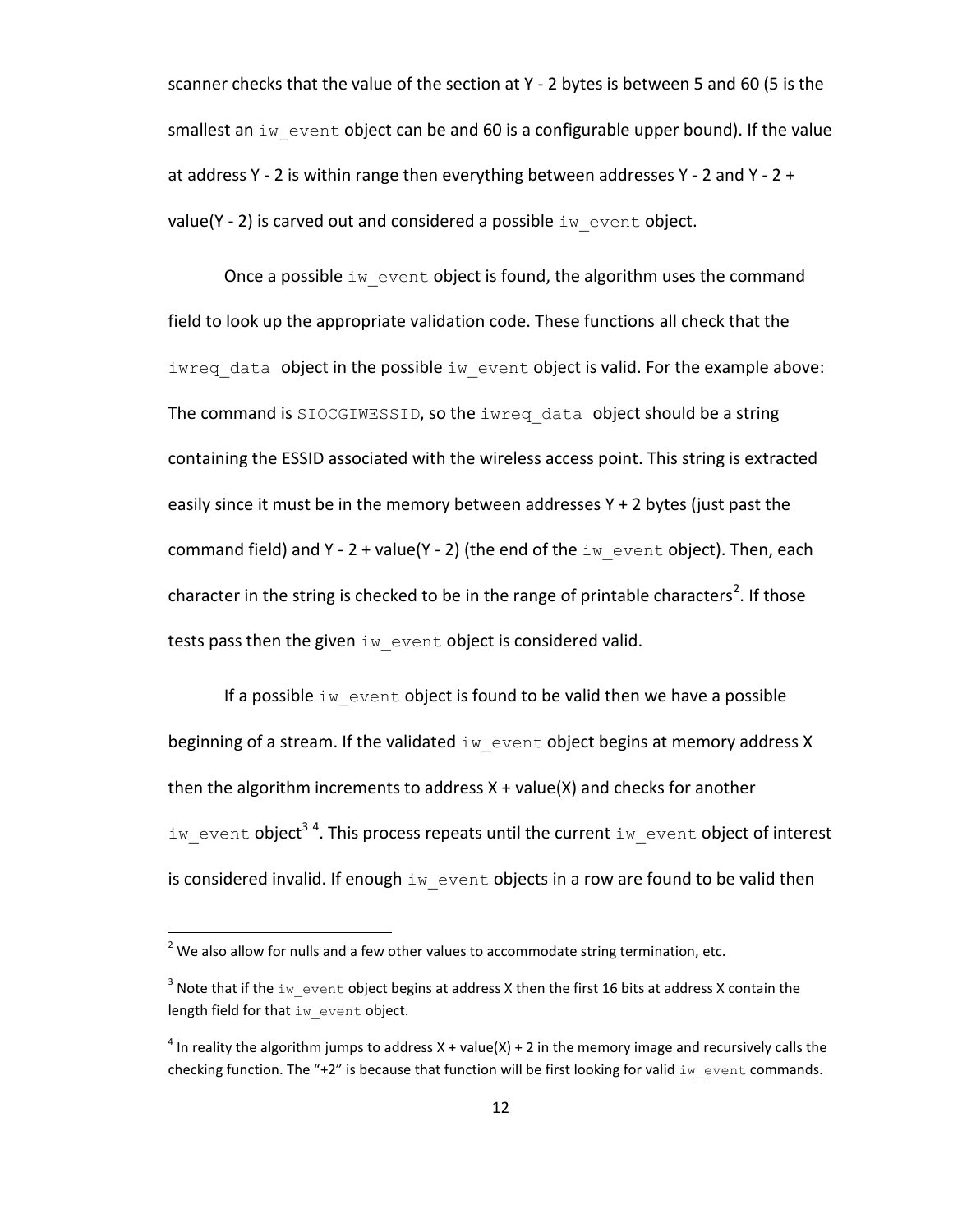scanner checks that the value of the section at Y - 2 bytes is between 5 and 60 (5 is the smallest an `iw_event` object can be and 60 is a configurable upper bound). If the value at address Y - 2 is within range then everything between addresses Y - 2 and Y - 2 + value(Y - 2) is carved out and considered a possible `iw_event` object.

Once a possible `iw_event` object is found, the algorithm uses the command field to look up the appropriate validation code. These functions all check that the `iwreq_data` object in the possible `iw_event` object is valid. For the example above: The command is `SIOCGIWESSID`, so the `iwreq_data` object should be a string containing the ESSID associated with the wireless access point. This string is extracted easily since it must be in the memory between addresses Y + 2 bytes (just past the command field) and Y - 2 + value(Y - 2) (the end of the `iw_event` object). Then, each character in the string is checked to be in the range of printable characters[2]. If those tests pass then the given `iw_event` object is considered valid.

If a possible `iw_event` object is found to be valid then we have a possible beginning of a stream. If the validated `iw_event` object begins at memory address X then the algorithm increments to address X + value(X) and checks for another `iw_event` object[3] [4]. This process repeats until the current `iw_event` object of interest is considered invalid. If enough `iw_event` objects in a row are found to be valid then

---

[2] We also allow for nulls and a few other values to accommodate string termination, etc.

[3] Note that if the `iw_event` object begins at address X then the first 16 bits at address X contain the length field for that `iw_event` object.

[4] In reality the algorithm jumps to address X + value(X) + 2 in the memory image and recursively calls the checking function. The "+2" is because that function will be first looking for valid `iw_event` commands.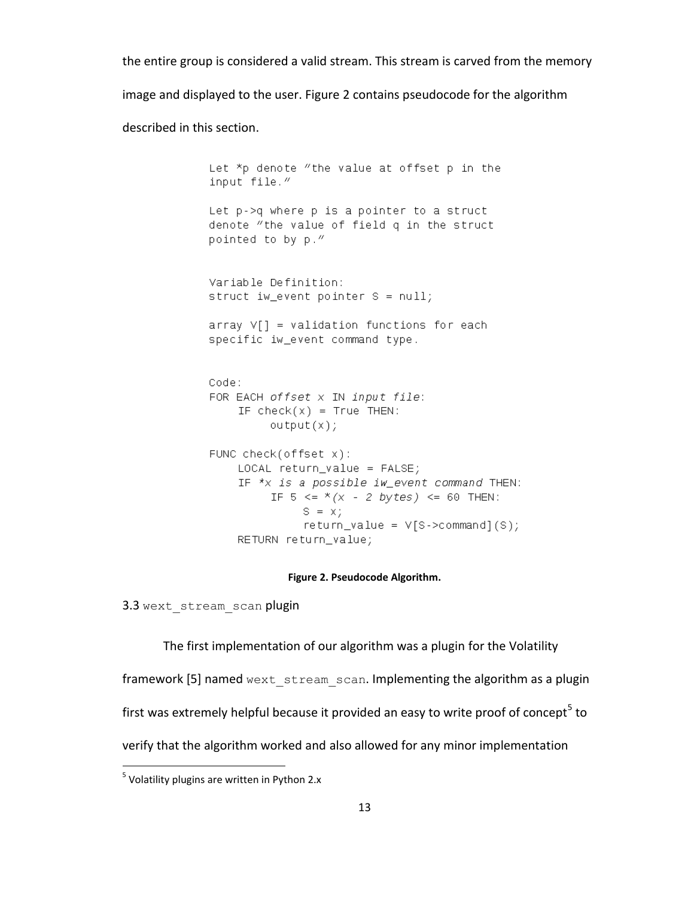the entire group is considered a valid stream. This stream is carved from the memory image and displayed to the user. Figure 2 contains pseudocode for the algorithm described in this section.

```
Let *p denote "the value at offset p in the
input file."

Let p->q where p is a pointer to a struct
denote "the value of field q in the struct
pointed to by p."


Variable Definition:
struct iw_event pointer S = null;

array V[] = validation functions for each
specific iw_event command type.


Code:
FOR EACH offset x IN input file:
    IF check(x) = True THEN:
        output(x);

FUNC check(offset x):
    LOCAL return_value = FALSE;
    IF *x is a possible iw_event command THEN:
        IF 5 <= *(x - 2 bytes) <= 60 THEN:
            S = x;
            return_value = V[S->command](S);
    RETURN return_value;
```

**Figure 2. Pseudocode Algorithm.**

### 3.3 `wext_stream_scan` plugin

The first implementation of our algorithm was a plugin for the Volatility framework [5] named `wext_stream_scan`. Implementing the algorithm as a plugin first was extremely helpful because it provided an easy to write proof of concept[5] to verify that the algorithm worked and also allowed for any minor implementation

[5] Volatility plugins are written in Python 2.x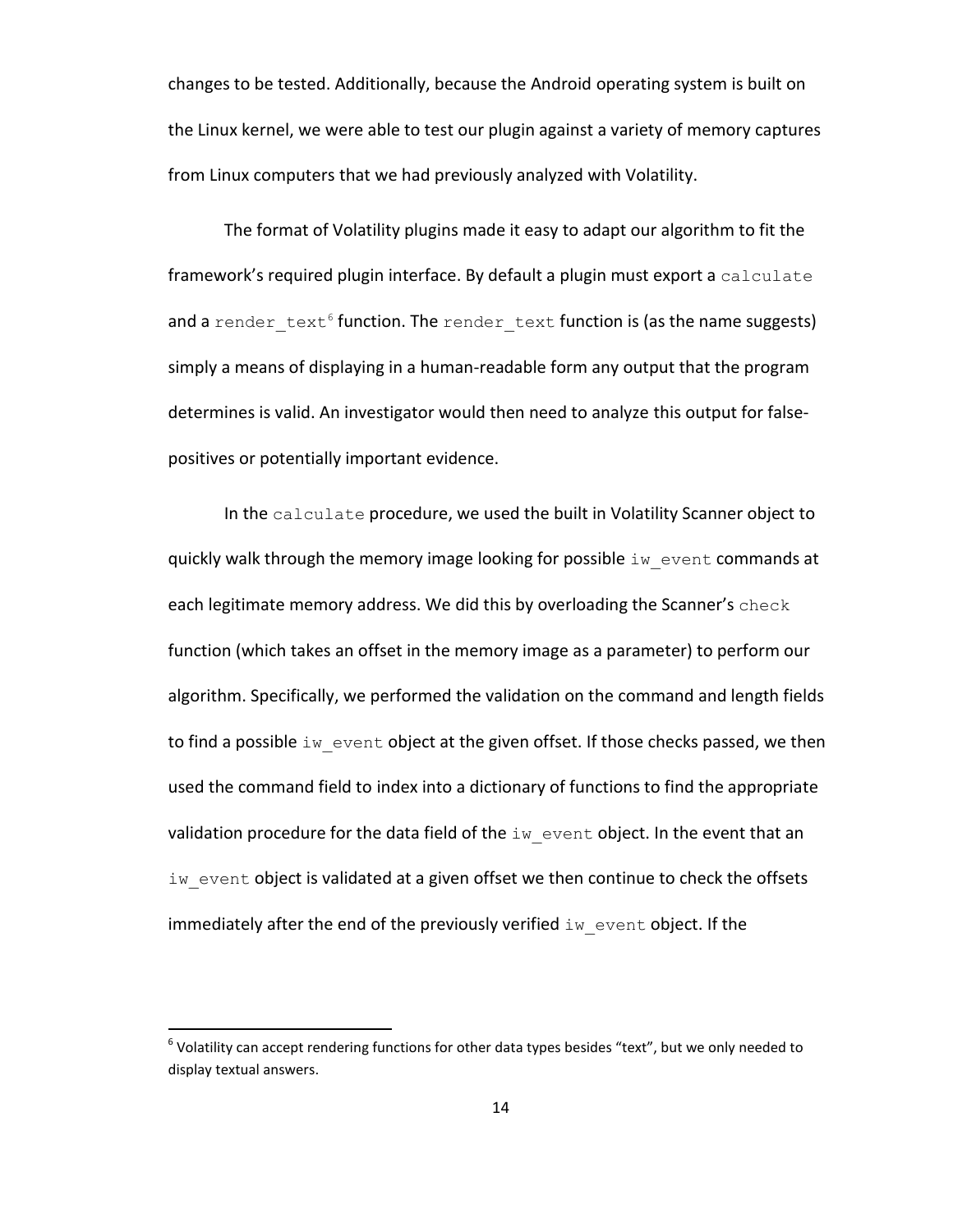changes to be tested. Additionally, because the Android operating system is built on the Linux kernel, we were able to test our plugin against a variety of memory captures from Linux computers that we had previously analyzed with Volatility.

The format of Volatility plugins made it easy to adapt our algorithm to fit the framework's required plugin interface. By default a plugin must export a `calculate` and a `render_text`[6] function. The `render_text` function is (as the name suggests) simply a means of displaying in a human-readable form any output that the program determines is valid. An investigator would then need to analyze this output for false-positives or potentially important evidence.

In the `calculate` procedure, we used the built in Volatility Scanner object to quickly walk through the memory image looking for possible `iw_event` commands at each legitimate memory address. We did this by overloading the Scanner's `check` function (which takes an offset in the memory image as a parameter) to perform our algorithm. Specifically, we performed the validation on the command and length fields to find a possible `iw_event` object at the given offset. If those checks passed, we then used the command field to index into a dictionary of functions to find the appropriate validation procedure for the data field of the `iw_event` object. In the event that an `iw_event` object is validated at a given offset we then continue to check the offsets immediately after the end of the previously verified `iw_event` object. If the

---

[6] Volatility can accept rendering functions for other data types besides "text", but we only needed to display textual answers.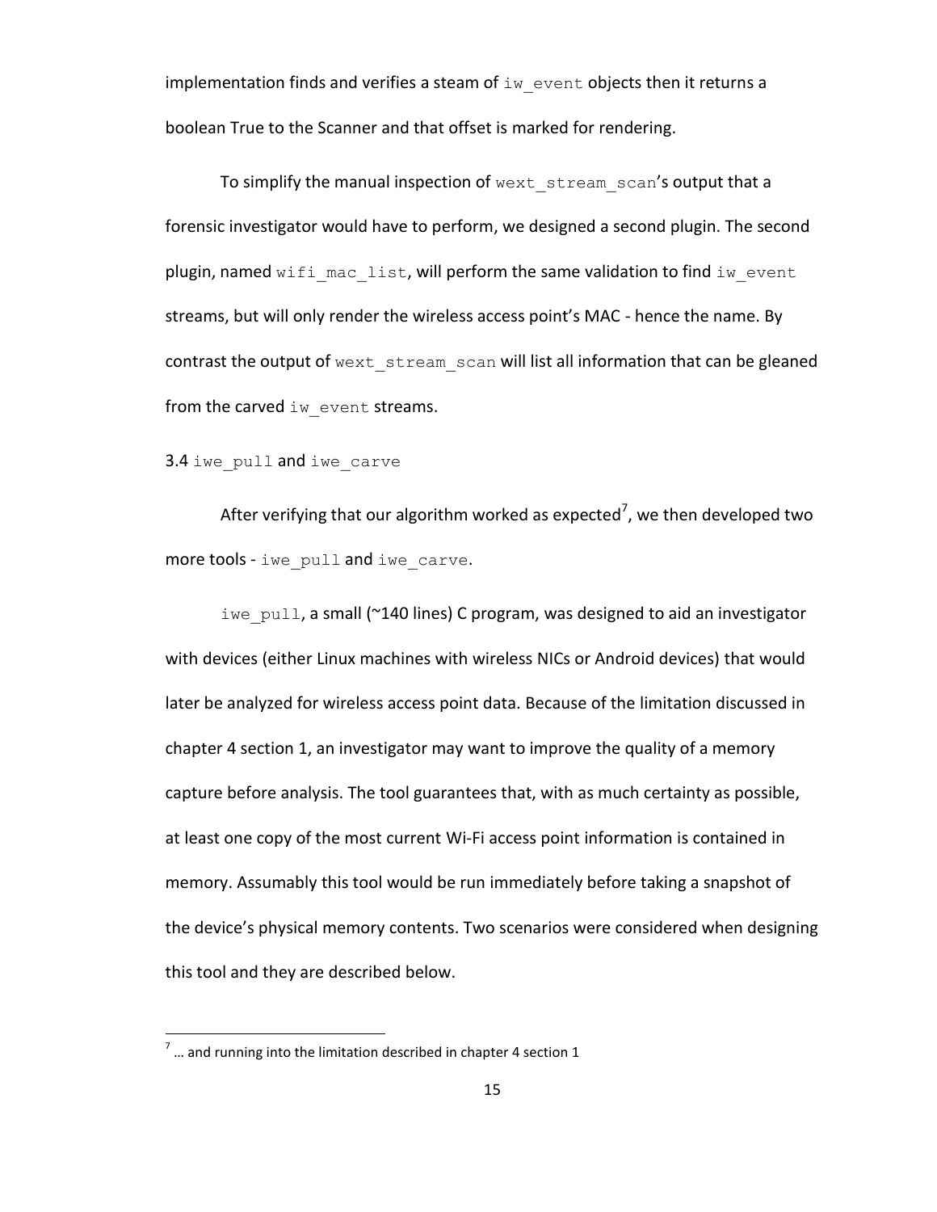implementation finds and verifies a steam of `iw_event` objects then it returns a boolean True to the Scanner and that offset is marked for rendering.

To simplify the manual inspection of `wext_stream_scan`'s output that a forensic investigator would have to perform, we designed a second plugin. The second plugin, named `wifi_mac_list`, will perform the same validation to find `iw_event` streams, but will only render the wireless access point's MAC - hence the name. By contrast the output of `wext_stream_scan` will list all information that can be gleaned from the carved `iw_event` streams.

### 3.4 `iwe_pull` and `iwe_carve`

After verifying that our algorithm worked as expected[7], we then developed two more tools - `iwe_pull` and `iwe_carve`.

`iwe_pull`, a small (~140 lines) C program, was designed to aid an investigator with devices (either Linux machines with wireless NICs or Android devices) that would later be analyzed for wireless access point data. Because of the limitation discussed in chapter 4 section 1, an investigator may want to improve the quality of a memory capture before analysis. The tool guarantees that, with as much certainty as possible, at least one copy of the most current Wi-Fi access point information is contained in memory. Assumably this tool would be run immediately before taking a snapshot of the device's physical memory contents. Two scenarios were considered when designing this tool and they are described below.

[7] … and running into the limitation described in chapter 4 section 1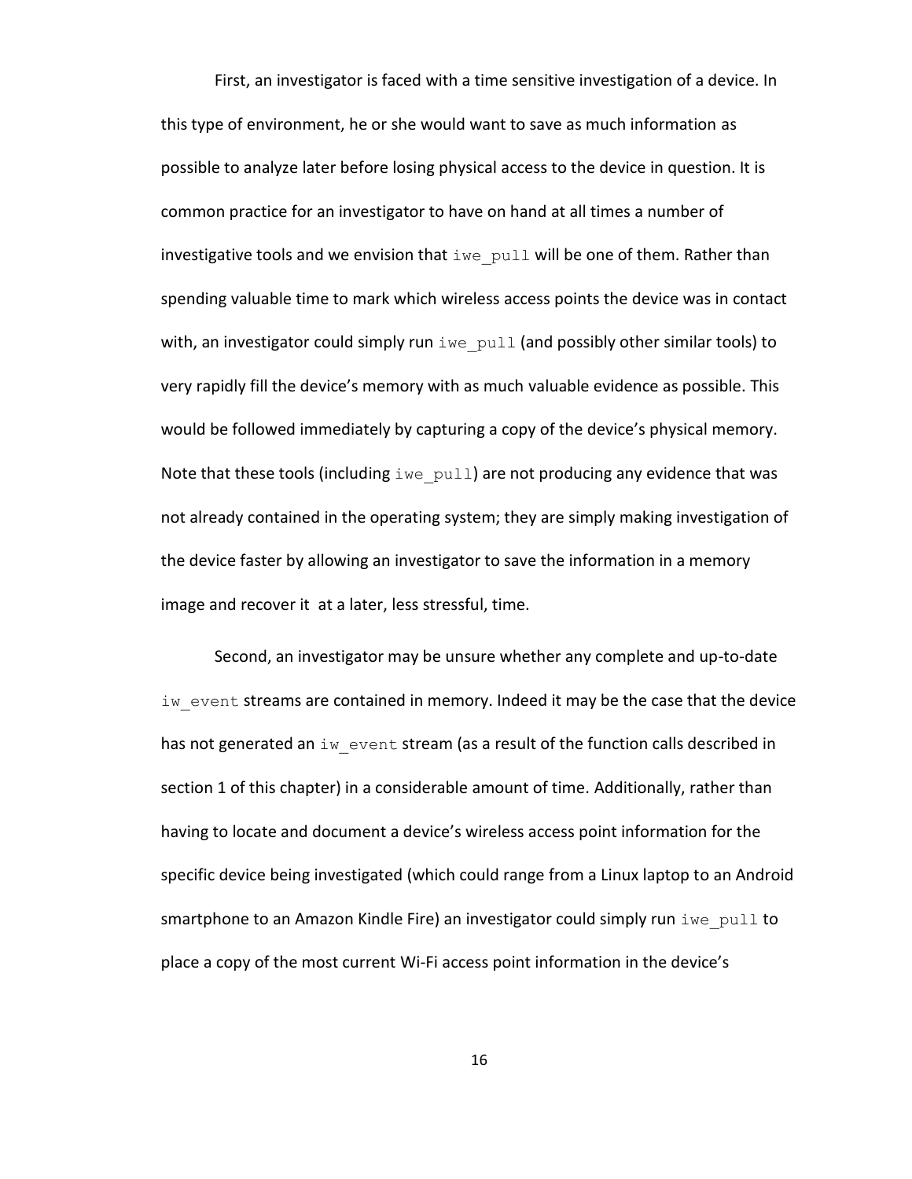First, an investigator is faced with a time sensitive investigation of a device. In this type of environment, he or she would want to save as much information as possible to analyze later before losing physical access to the device in question. It is common practice for an investigator to have on hand at all times a number of investigative tools and we envision that `iwe_pull` will be one of them. Rather than spending valuable time to mark which wireless access points the device was in contact with, an investigator could simply run `iwe_pull` (and possibly other similar tools) to very rapidly fill the device's memory with as much valuable evidence as possible. This would be followed immediately by capturing a copy of the device's physical memory. Note that these tools (including `iwe_pull`) are not producing any evidence that was not already contained in the operating system; they are simply making investigation of the device faster by allowing an investigator to save the information in a memory image and recover it at a later, less stressful, time.

Second, an investigator may be unsure whether any complete and up-to-date `iw_event` streams are contained in memory. Indeed it may be the case that the device has not generated an `iw_event` stream (as a result of the function calls described in section 1 of this chapter) in a considerable amount of time. Additionally, rather than having to locate and document a device's wireless access point information for the specific device being investigated (which could range from a Linux laptop to an Android smartphone to an Amazon Kindle Fire) an investigator could simply run `iwe_pull` to place a copy of the most current Wi-Fi access point information in the device's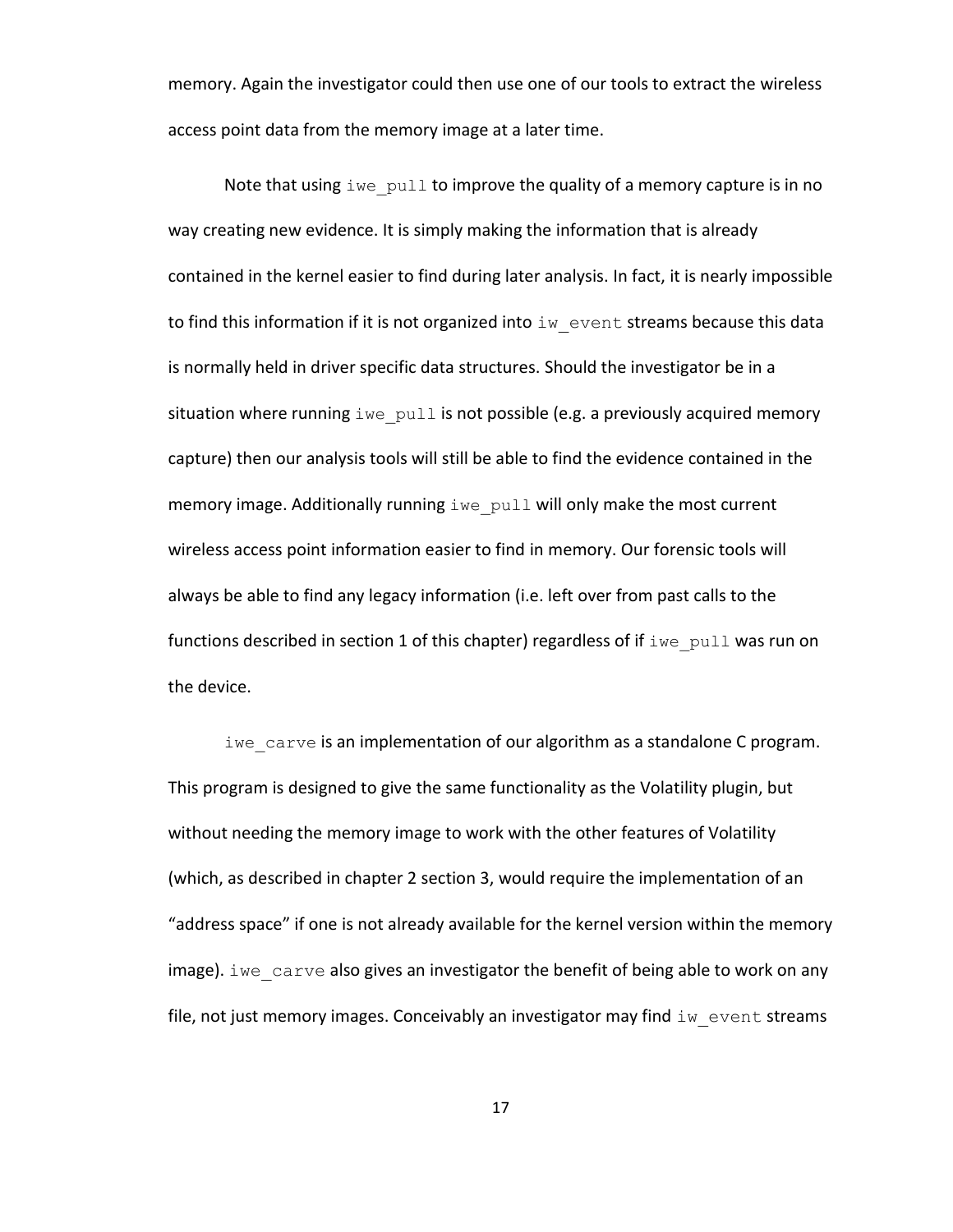memory. Again the investigator could then use one of our tools to extract the wireless access point data from the memory image at a later time.

Note that using `iwe_pull` to improve the quality of a memory capture is in no way creating new evidence. It is simply making the information that is already contained in the kernel easier to find during later analysis. In fact, it is nearly impossible to find this information if it is not organized into `iw_event` streams because this data is normally held in driver specific data structures. Should the investigator be in a situation where running `iwe_pull` is not possible (e.g. a previously acquired memory capture) then our analysis tools will still be able to find the evidence contained in the memory image. Additionally running `iwe_pull` will only make the most current wireless access point information easier to find in memory. Our forensic tools will always be able to find any legacy information (i.e. left over from past calls to the functions described in section 1 of this chapter) regardless of if `iwe_pull` was run on the device.

`iwe_carve` is an implementation of our algorithm as a standalone C program. This program is designed to give the same functionality as the Volatility plugin, but without needing the memory image to work with the other features of Volatility (which, as described in chapter 2 section 3, would require the implementation of an "address space" if one is not already available for the kernel version within the memory image). `iwe_carve` also gives an investigator the benefit of being able to work on any file, not just memory images. Conceivably an investigator may find `iw_event` streams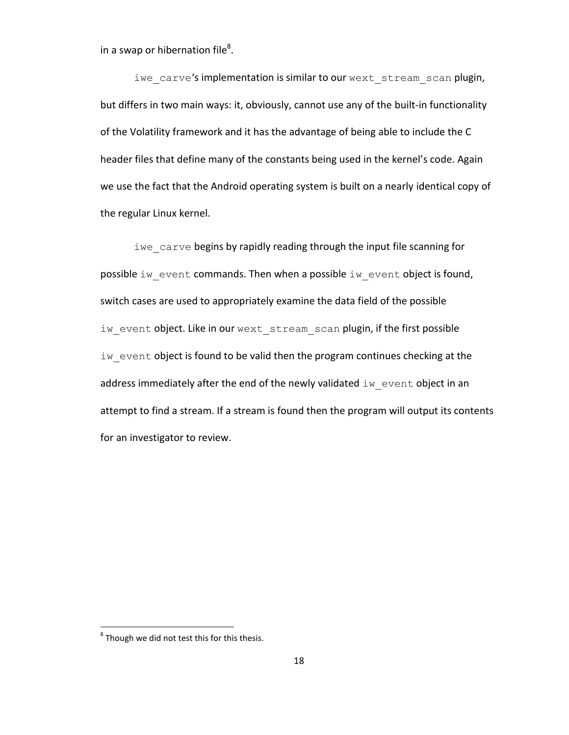in a swap or hibernation file[8].

`iwe_carve`'s implementation is similar to our `wext_stream_scan` plugin, but differs in two main ways: it, obviously, cannot use any of the built-in functionality of the Volatility framework and it has the advantage of being able to include the C header files that define many of the constants being used in the kernel's code. Again we use the fact that the Android operating system is built on a nearly identical copy of the regular Linux kernel.

`iwe_carve` begins by rapidly reading through the input file scanning for possible `iw_event` commands. Then when a possible `iw_event` object is found, switch cases are used to appropriately examine the data field of the possible `iw_event` object. Like in our `wext_stream_scan` plugin, if the first possible `iw_event` object is found to be valid then the program continues checking at the address immediately after the end of the newly validated `iw_event` object in an attempt to find a stream. If a stream is found then the program will output its contents for an investigator to review.

[8] Though we did not test this for this thesis.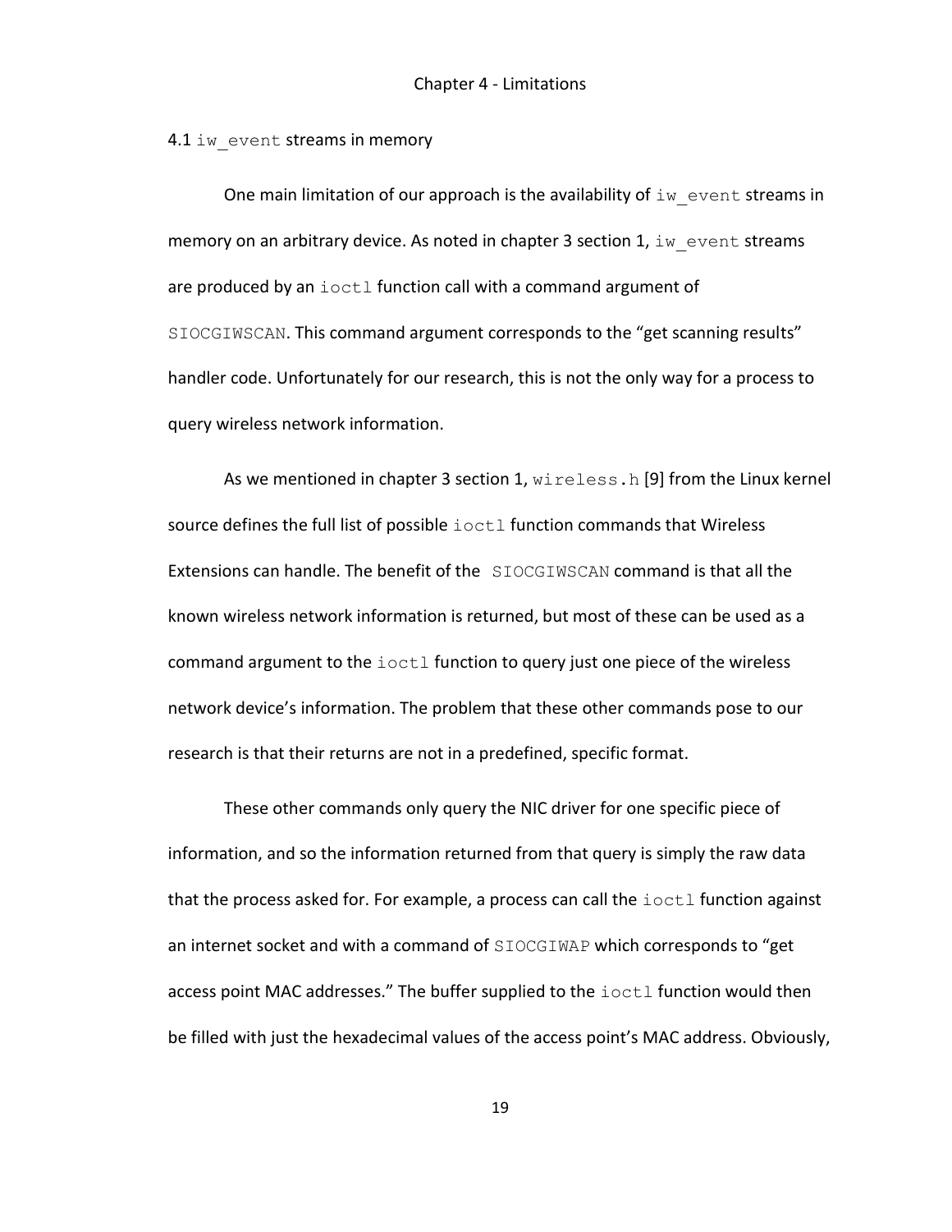# Chapter 4 - Limitations

## 4.1 `iw_event` streams in memory

One main limitation of our approach is the availability of `iw_event` streams in memory on an arbitrary device. As noted in chapter 3 section 1, `iw_event` streams are produced by an `ioctl` function call with a command argument of `SIOCGIWSCAN`. This command argument corresponds to the "get scanning results" handler code. Unfortunately for our research, this is not the only way for a process to query wireless network information.

As we mentioned in chapter 3 section 1, `wireless.h` [9] from the Linux kernel source defines the full list of possible `ioctl` function commands that Wireless Extensions can handle. The benefit of the `SIOCGIWSCAN` command is that all the known wireless network information is returned, but most of these can be used as a command argument to the `ioctl` function to query just one piece of the wireless network device's information. The problem that these other commands pose to our research is that their returns are not in a predefined, specific format.

These other commands only query the NIC driver for one specific piece of information, and so the information returned from that query is simply the raw data that the process asked for. For example, a process can call the `ioctl` function against an internet socket and with a command of `SIOCGIWAP` which corresponds to "get access point MAC addresses." The buffer supplied to the `ioctl` function would then be filled with just the hexadecimal values of the access point's MAC address. Obviously,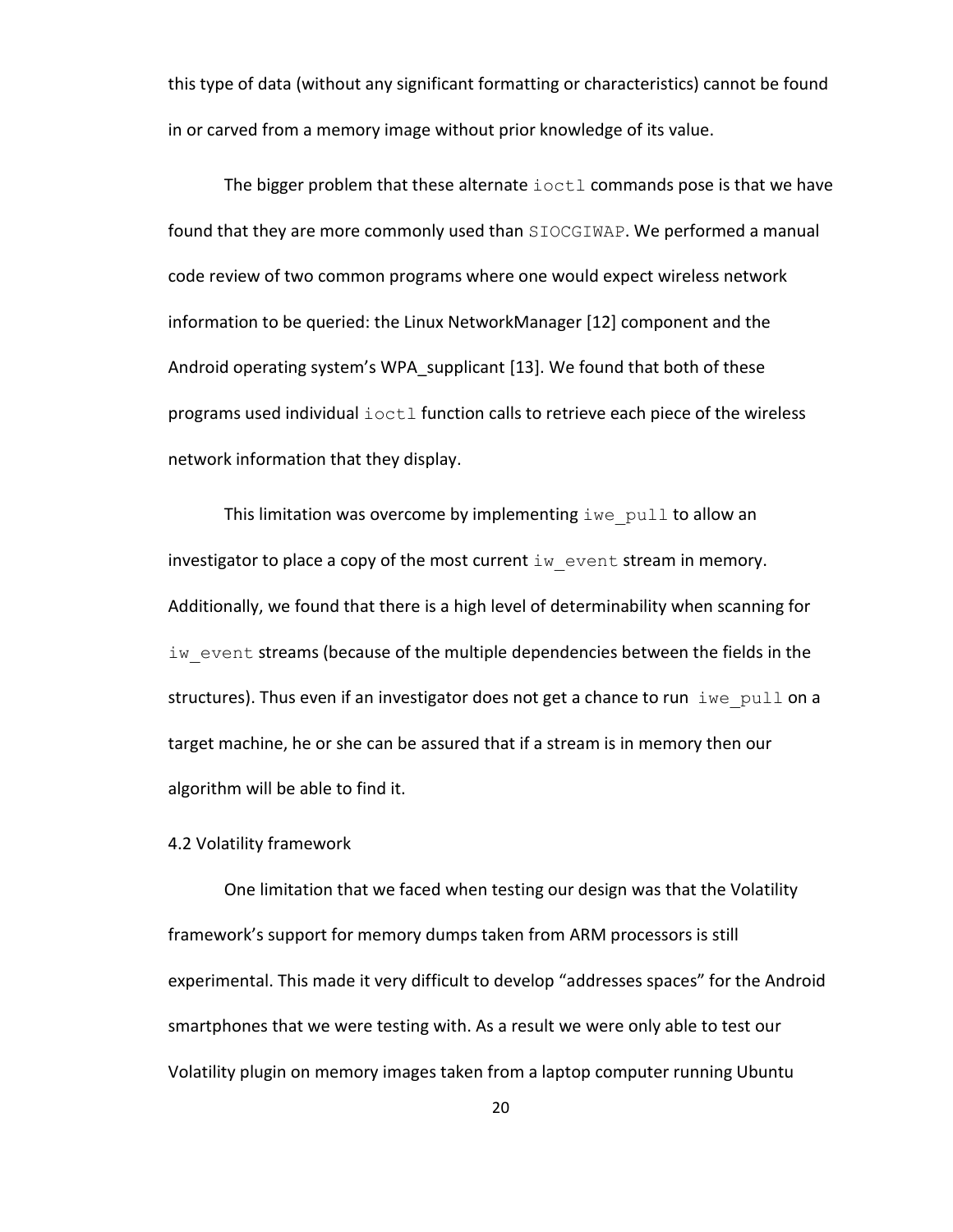this type of data (without any significant formatting or characteristics) cannot be found in or carved from a memory image without prior knowledge of its value.

The bigger problem that these alternate `ioctl` commands pose is that we have found that they are more commonly used than `SIOCGIWAP`. We performed a manual code review of two common programs where one would expect wireless network information to be queried: the Linux NetworkManager [12] component and the Android operating system's WPA_supplicant [13]. We found that both of these programs used individual `ioctl` function calls to retrieve each piece of the wireless network information that they display.

This limitation was overcome by implementing `iwe_pull` to allow an investigator to place a copy of the most current `iw_event` stream in memory. Additionally, we found that there is a high level of determinability when scanning for `iw_event` streams (because of the multiple dependencies between the fields in the structures). Thus even if an investigator does not get a chance to run `iwe_pull` on a target machine, he or she can be assured that if a stream is in memory then our algorithm will be able to find it.

### 4.2 Volatility framework

One limitation that we faced when testing our design was that the Volatility framework's support for memory dumps taken from ARM processors is still experimental. This made it very difficult to develop "addresses spaces" for the Android smartphones that we were testing with. As a result we were only able to test our Volatility plugin on memory images taken from a laptop computer running Ubuntu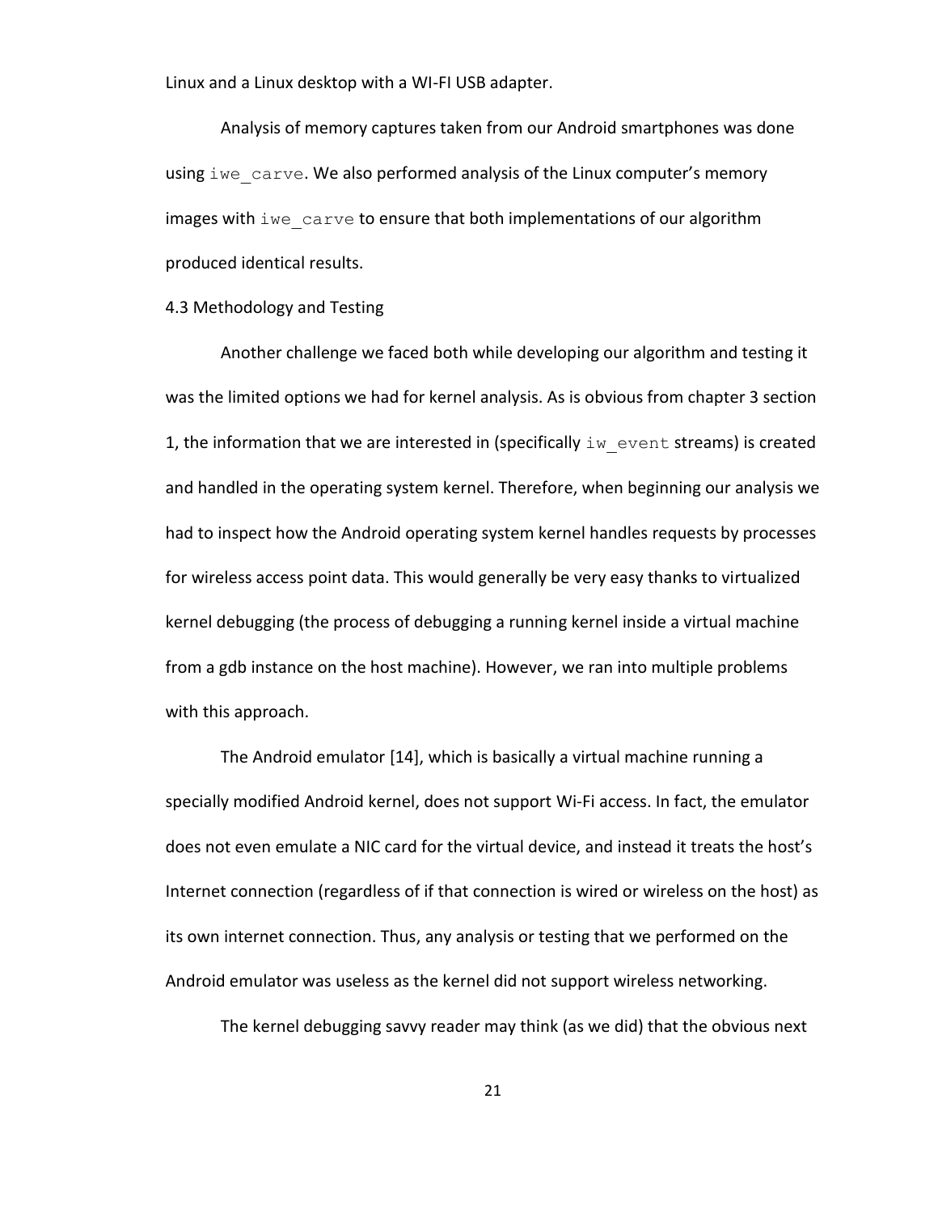Linux and a Linux desktop with a WI-FI USB adapter.

Analysis of memory captures taken from our Android smartphones was done using `iwe_carve`. We also performed analysis of the Linux computer's memory images with `iwe_carve` to ensure that both implementations of our algorithm produced identical results.

### 4.3 Methodology and Testing

Another challenge we faced both while developing our algorithm and testing it was the limited options we had for kernel analysis. As is obvious from chapter 3 section 1, the information that we are interested in (specifically `iw_event` streams) is created and handled in the operating system kernel. Therefore, when beginning our analysis we had to inspect how the Android operating system kernel handles requests by processes for wireless access point data. This would generally be very easy thanks to virtualized kernel debugging (the process of debugging a running kernel inside a virtual machine from a gdb instance on the host machine). However, we ran into multiple problems with this approach.

The Android emulator [14], which is basically a virtual machine running a specially modified Android kernel, does not support Wi-Fi access. In fact, the emulator does not even emulate a NIC card for the virtual device, and instead it treats the host's Internet connection (regardless of if that connection is wired or wireless on the host) as its own internet connection. Thus, any analysis or testing that we performed on the Android emulator was useless as the kernel did not support wireless networking.

The kernel debugging savvy reader may think (as we did) that the obvious next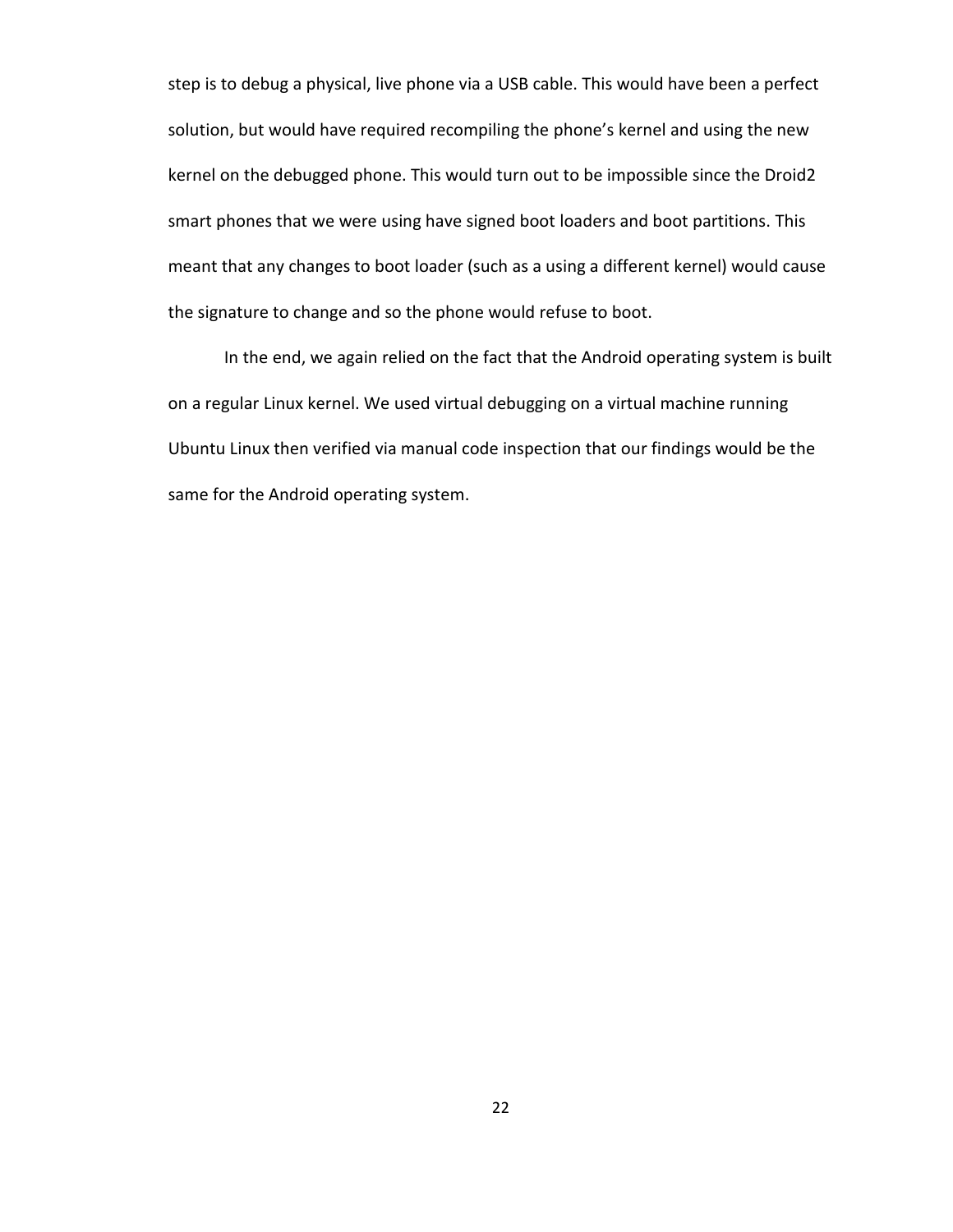step is to debug a physical, live phone via a USB cable. This would have been a perfect solution, but would have required recompiling the phone's kernel and using the new kernel on the debugged phone. This would turn out to be impossible since the Droid2 smart phones that we were using have signed boot loaders and boot partitions. This meant that any changes to boot loader (such as a using a different kernel) would cause the signature to change and so the phone would refuse to boot.

In the end, we again relied on the fact that the Android operating system is built on a regular Linux kernel. We used virtual debugging on a virtual machine running Ubuntu Linux then verified via manual code inspection that our findings would be the same for the Android operating system.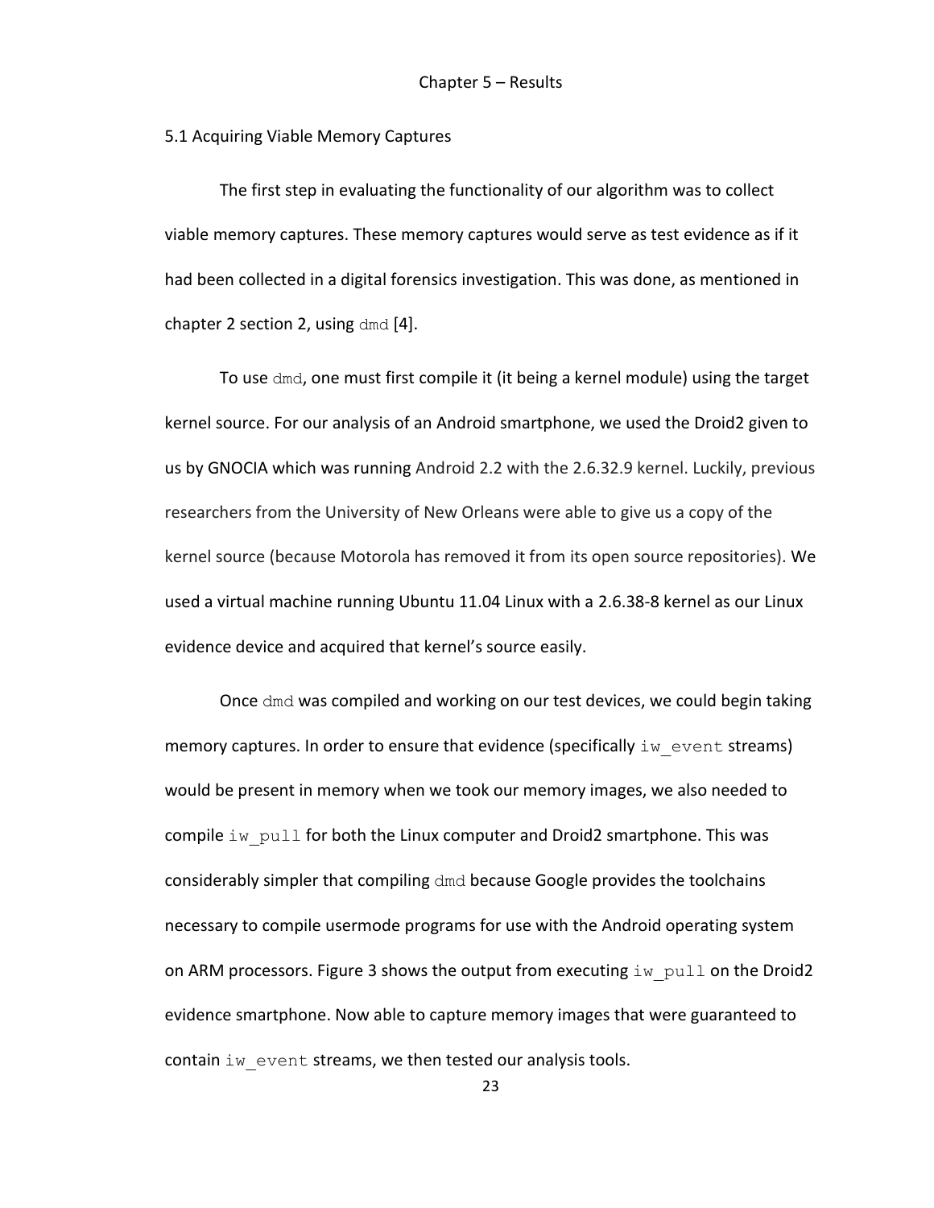# Chapter 5 – Results

## 5.1 Acquiring Viable Memory Captures

The first step in evaluating the functionality of our algorithm was to collect viable memory captures. These memory captures would serve as test evidence as if it had been collected in a digital forensics investigation. This was done, as mentioned in chapter 2 section 2, using `dmd` [4].

To use `dmd`, one must first compile it (it being a kernel module) using the target kernel source. For our analysis of an Android smartphone, we used the Droid2 given to us by GNOCIA which was running Android 2.2 with the 2.6.32.9 kernel. Luckily, previous researchers from the University of New Orleans were able to give us a copy of the kernel source (because Motorola has removed it from its open source repositories). We used a virtual machine running Ubuntu 11.04 Linux with a 2.6.38-8 kernel as our Linux evidence device and acquired that kernel's source easily.

Once `dmd` was compiled and working on our test devices, we could begin taking memory captures. In order to ensure that evidence (specifically `iw_event` streams) would be present in memory when we took our memory images, we also needed to compile `iw_pull` for both the Linux computer and Droid2 smartphone. This was considerably simpler that compiling `dmd` because Google provides the toolchains necessary to compile usermode programs for use with the Android operating system on ARM processors. Figure 3 shows the output from executing `iw_pull` on the Droid2 evidence smartphone. Now able to capture memory images that were guaranteed to contain `iw_event` streams, we then tested our analysis tools.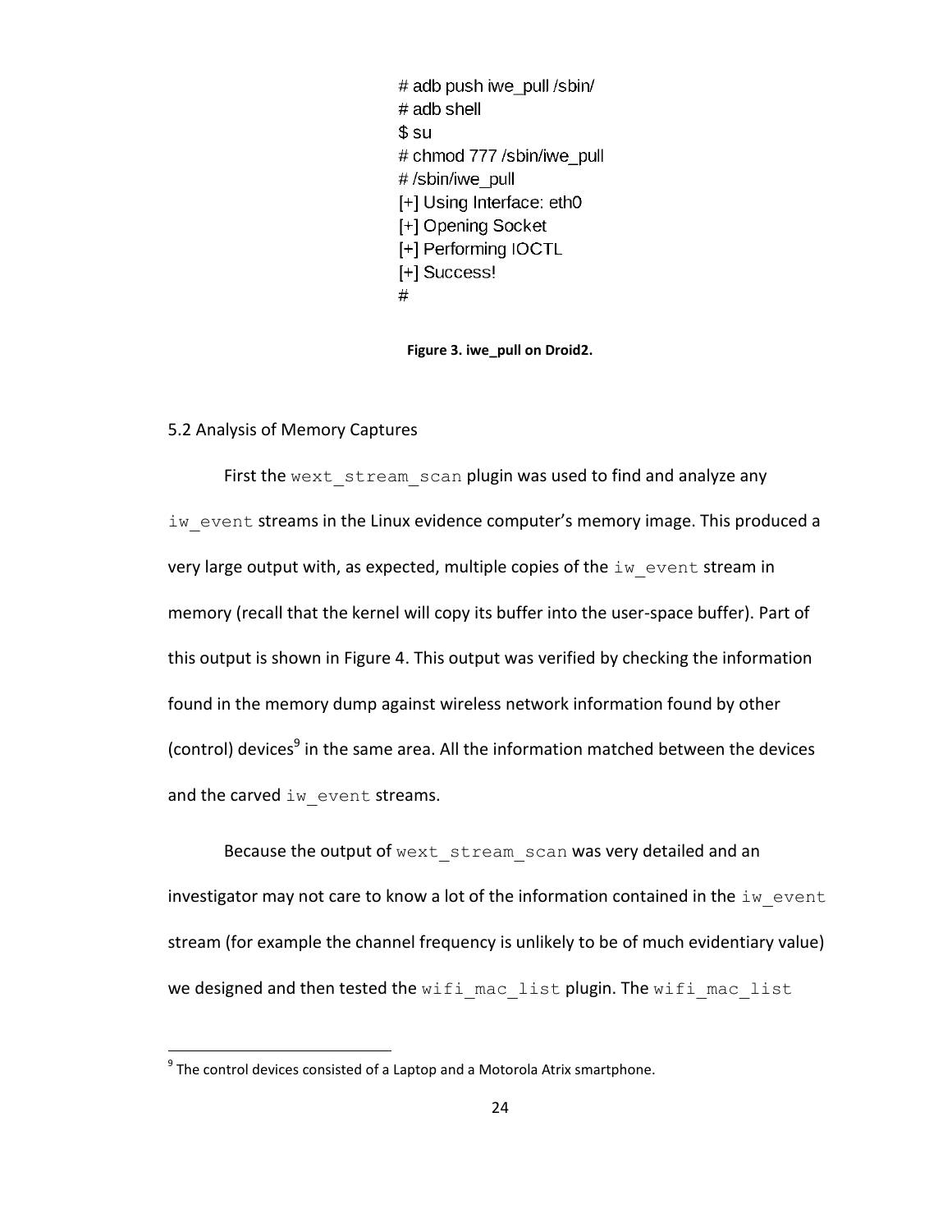```
# adb push iwe_pull /sbin/
# adb shell
$ su
# chmod 777 /sbin/iwe_pull
# /sbin/iwe_pull
[+] Using Interface: eth0
[+] Opening Socket
[+] Performing IOCTL
[+] Success!
#
```

**Figure 3. iwe_pull on Droid2.**

5.2 Analysis of Memory Captures

First the `wext_stream_scan` plugin was used to find and analyze any `iw_event` streams in the Linux evidence computer's memory image. This produced a very large output with, as expected, multiple copies of the `iw_event` stream in memory (recall that the kernel will copy its buffer into the user-space buffer). Part of this output is shown in Figure 4. This output was verified by checking the information found in the memory dump against wireless network information found by other (control) devices[9] in the same area. All the information matched between the devices and the carved `iw_event` streams.

Because the output of `wext_stream_scan` was very detailed and an investigator may not care to know a lot of the information contained in the `iw_event` stream (for example the channel frequency is unlikely to be of much evidentiary value) we designed and then tested the `wifi_mac_list` plugin. The `wifi_mac_list`

[9] The control devices consisted of a Laptop and a Motorola Atrix smartphone.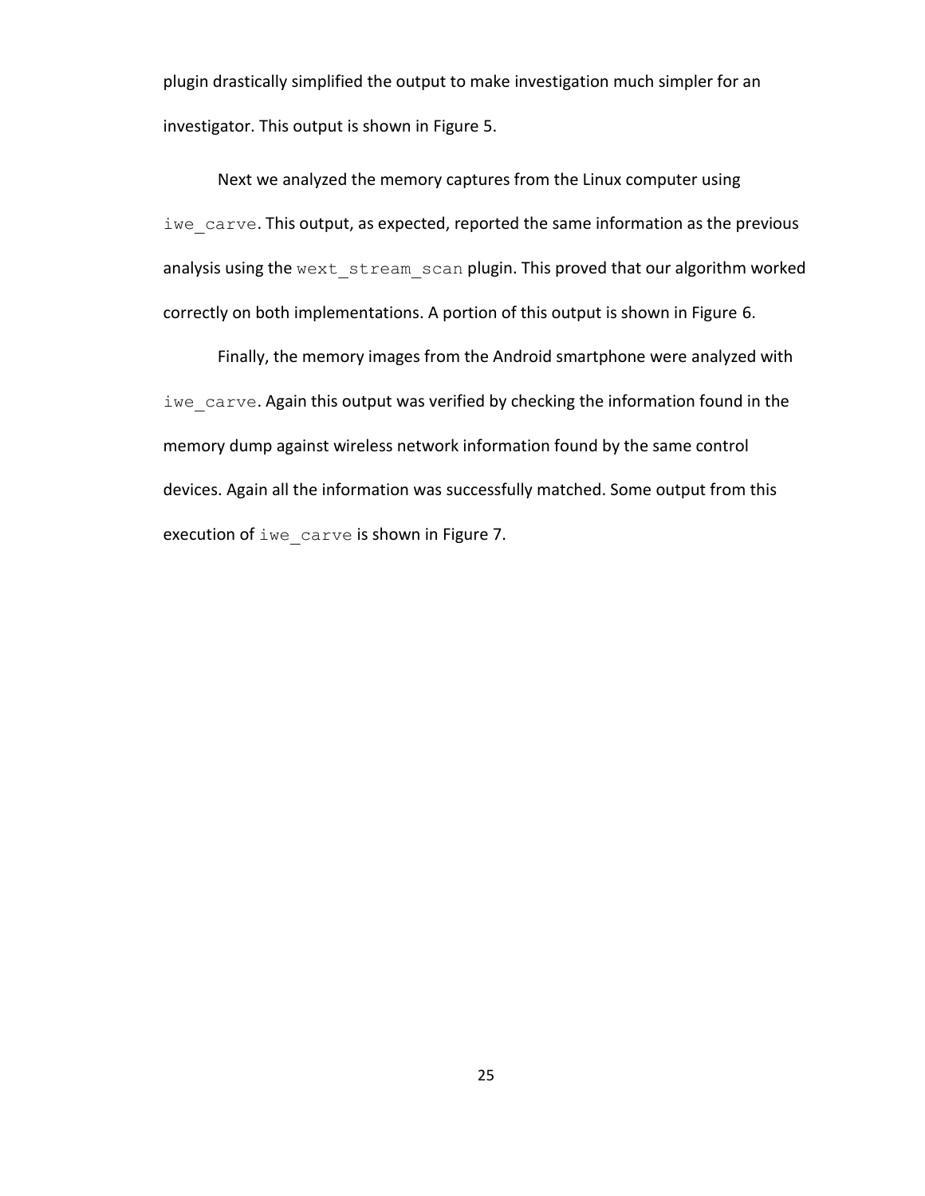plugin drastically simplified the output to make investigation much simpler for an investigator. This output is shown in Figure 5.

Next we analyzed the memory captures from the Linux computer using `iwe_carve`. This output, as expected, reported the same information as the previous analysis using the `wext_stream_scan` plugin. This proved that our algorithm worked correctly on both implementations. A portion of this output is shown in Figure 6.

Finally, the memory images from the Android smartphone were analyzed with `iwe_carve`. Again this output was verified by checking the information found in the memory dump against wireless network information found by the same control devices. Again all the information was successfully matched. Some output from this execution of `iwe_carve` is shown in Figure 7.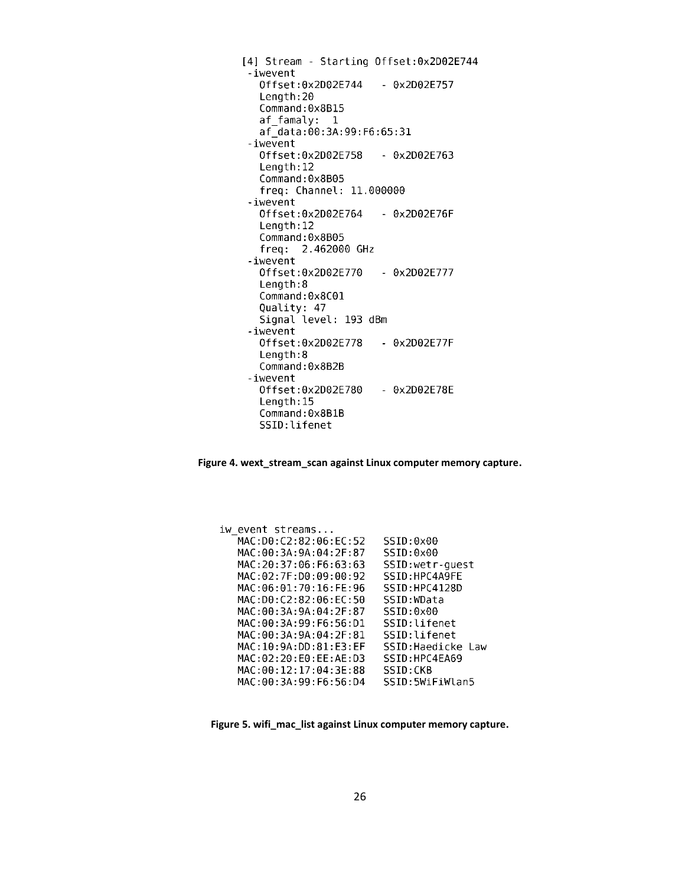```
[4] Stream - Starting Offset:0x2D02E744
 -iwevent
   Offset:0x2D02E744   - 0x2D02E757
   Length:20
   Command:0x8B15
   af_famaly:  1
   af_data:00:3A:99:F6:65:31
 -iwevent
   Offset:0x2D02E758   - 0x2D02E763
   Length:12
   Command:0x8B05
   freq: Channel: 11.000000
 -iwevent
   Offset:0x2D02E764   - 0x2D02E76F
   Length:12
   Command:0x8B05
   freq:  2.462000 GHz
 -iwevent
   Offset:0x2D02E770   - 0x2D02E777
   Length:8
   Command:0x8C01
   Quality: 47
   Signal level: 193 dBm
 -iwevent
   Offset:0x2D02E778   - 0x2D02E77F
   Length:8
   Command:0x8B2B
 -iwevent
   Offset:0x2D02E780   - 0x2D02E78E
   Length:15
   Command:0x8B1B
   SSID:lifenet
```

**Figure 4. wext_stream_scan against Linux computer memory capture.**

```
iw_event streams...
   MAC:D0:C2:82:06:EC:52   SSID:0x00
   MAC:00:3A:9A:04:2F:87   SSID:0x00
   MAC:20:37:06:F6:63:63   SSID:wetr-guest
   MAC:02:7F:D0:09:00:92   SSID:HPC4A9FE
   MAC:06:01:70:16:FE:96   SSID:HPC4128D
   MAC:D0:C2:82:06:EC:50   SSID:WData
   MAC:00:3A:9A:04:2F:87   SSID:0x00
   MAC:00:3A:99:F6:56:D1   SSID:lifenet
   MAC:00:3A:9A:04:2F:81   SSID:lifenet
   MAC:10:9A:DD:81:E3:EF   SSID:Haedicke Law
   MAC:02:20:E0:EE:AE:D3   SSID:HPC4EA69
   MAC:00:12:17:04:3E:88   SSID:CKB
   MAC:00:3A:99:F6:56:D4   SSID:5WiFiWlan5
```

**Figure 5. wifi_mac_list against Linux computer memory capture.**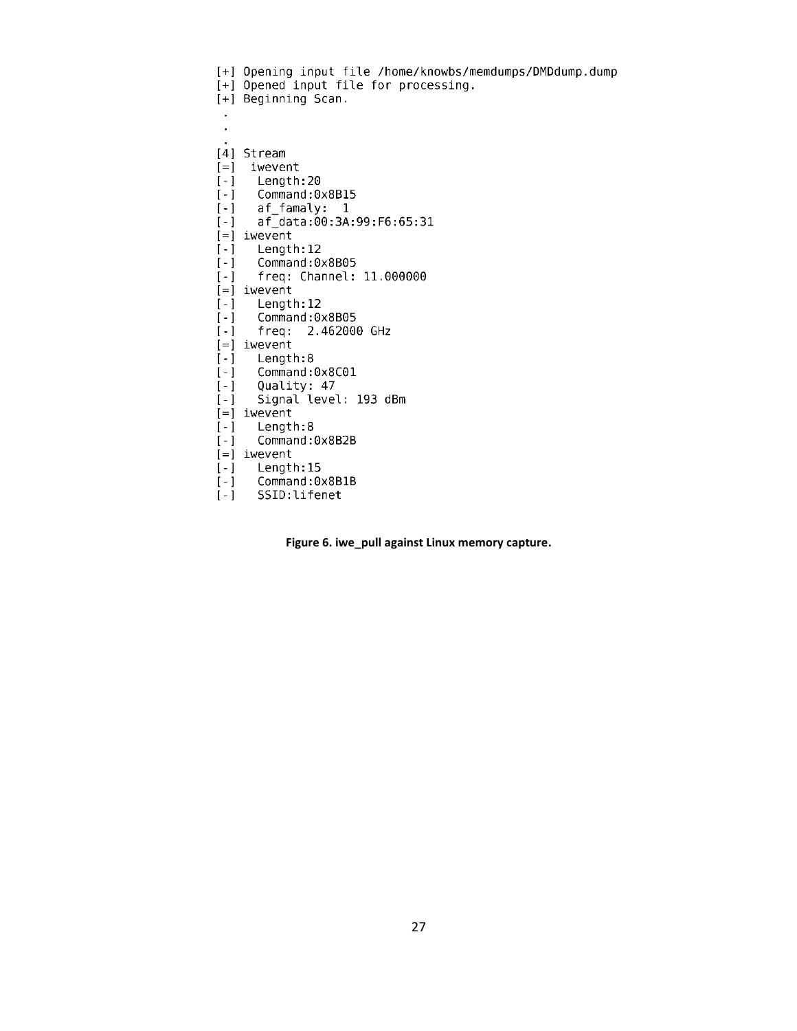```
[+] Opening input file /home/knowbs/memdumps/DMDdump.dump
[+] Opened input file for processing.
[+] Beginning Scan.
 .
 .
 .
[4] Stream
[=]  iwevent
[-]   Length:20
[-]   Command:0x8B15
[-]   af_famaly:  1
[-]   af_data:00:3A:99:F6:65:31
[=] iwevent
[-]   Length:12
[-]   Command:0x8B05
[-]   freq: Channel: 11.000000
[=] iwevent
[-]   Length:12
[-]   Command:0x8B05
[-]   freq:  2.462000 GHz
[=] iwevent
[-]   Length:8
[-]   Command:0x8C01
[-]   Quality: 47
[-]   Signal level: 193 dBm
[=] iwevent
[-]   Length:8
[-]   Command:0x8B2B
[=] iwevent
[-]   Length:15
[-]   Command:0x8B1B
[-]   SSID:lifenet
```

**Figure 6. iwe_pull against Linux memory capture.**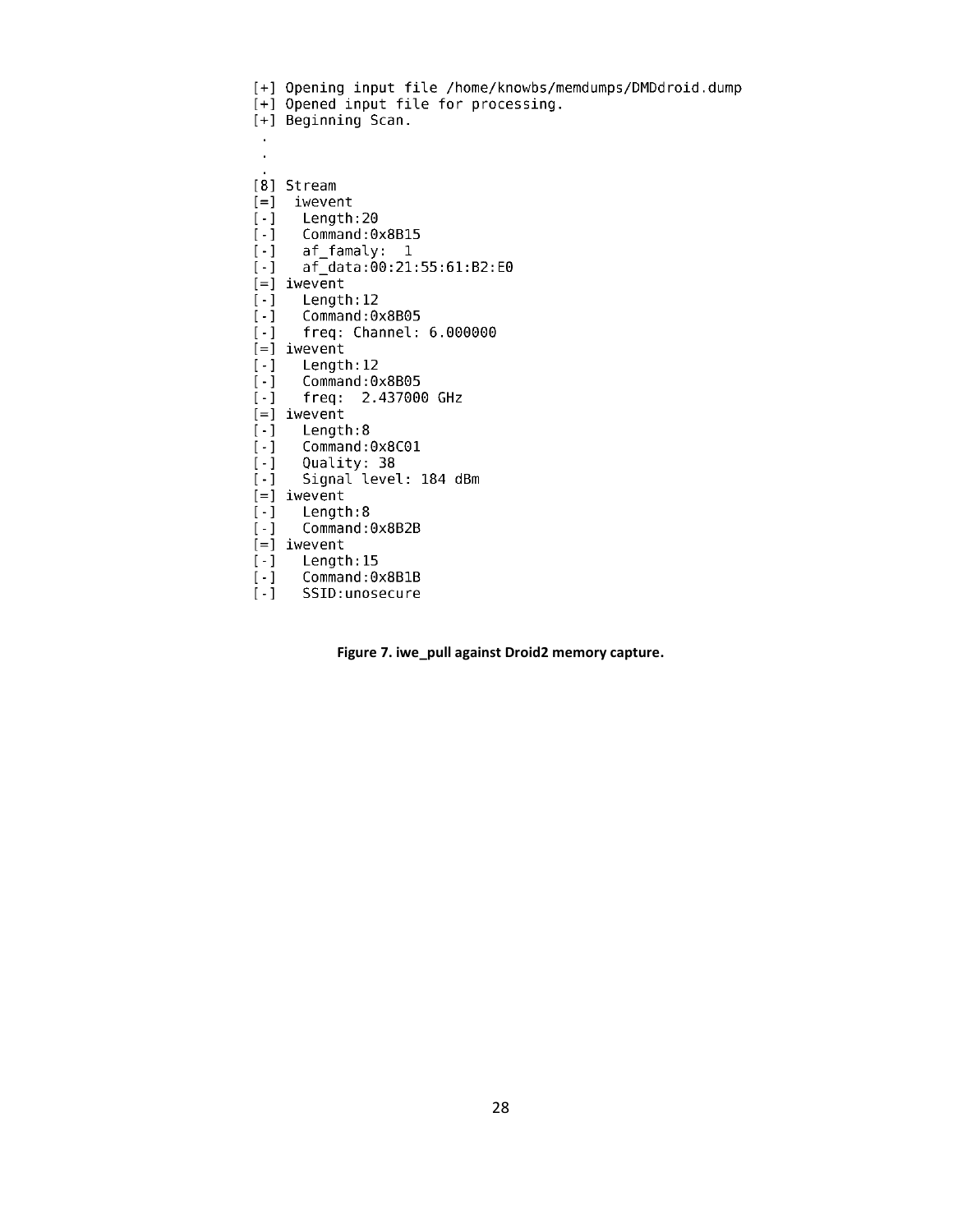```
[+] Opening input file /home/knowbs/memdumps/DMDdroid.dump
[+] Opened input file for processing.
[+] Beginning Scan.
 .
 .
 .
[8] Stream
[=]  iwevent
[-]   Length:20
[-]   Command:0x8B15
[-]   af_famaly:  1
[-]   af_data:00:21:55:61:B2:E0
[=] iwevent
[-]   Length:12
[-]   Command:0x8B05
[-]   freq: Channel: 6.000000
[=] iwevent
[-]   Length:12
[-]   Command:0x8B05
[-]   freq:  2.437000 GHz
[=] iwevent
[-]   Length:8
[-]   Command:0x8C01
[-]   Quality: 38
[-]   Signal level: 184 dBm
[=] iwevent
[-]   Length:8
[-]   Command:0x8B2B
[=] iwevent
[-]   Length:15
[-]   Command:0x8B1B
[-]   SSID:unosecure
```

**Figure 7. iwe_pull against Droid2 memory capture.**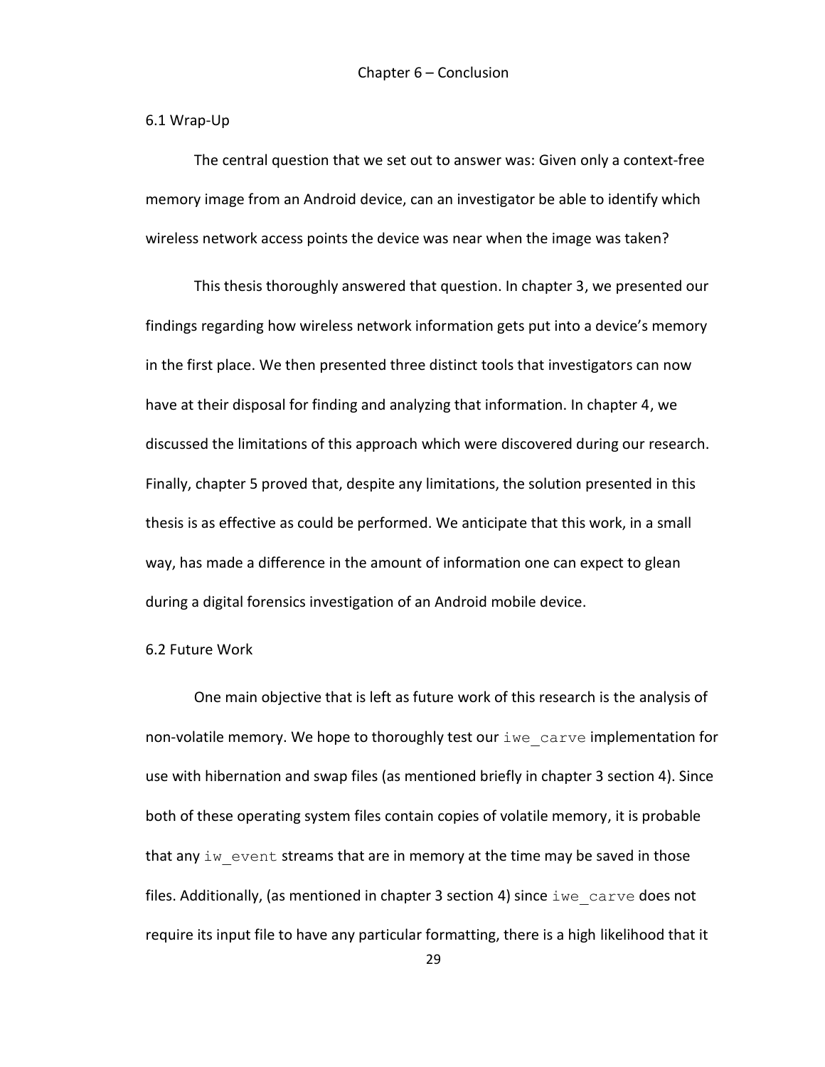# Chapter 6 – Conclusion

## 6.1 Wrap-Up

The central question that we set out to answer was: Given only a context-free memory image from an Android device, can an investigator be able to identify which wireless network access points the device was near when the image was taken?

This thesis thoroughly answered that question. In chapter 3, we presented our findings regarding how wireless network information gets put into a device's memory in the first place. We then presented three distinct tools that investigators can now have at their disposal for finding and analyzing that information. In chapter 4, we discussed the limitations of this approach which were discovered during our research. Finally, chapter 5 proved that, despite any limitations, the solution presented in this thesis is as effective as could be performed. We anticipate that this work, in a small way, has made a difference in the amount of information one can expect to glean during a digital forensics investigation of an Android mobile device.

## 6.2 Future Work

One main objective that is left as future work of this research is the analysis of non-volatile memory. We hope to thoroughly test our `iwe_carve` implementation for use with hibernation and swap files (as mentioned briefly in chapter 3 section 4). Since both of these operating system files contain copies of volatile memory, it is probable that any `iw_event` streams that are in memory at the time may be saved in those files. Additionally, (as mentioned in chapter 3 section 4) since `iwe_carve` does not require its input file to have any particular formatting, there is a high likelihood that it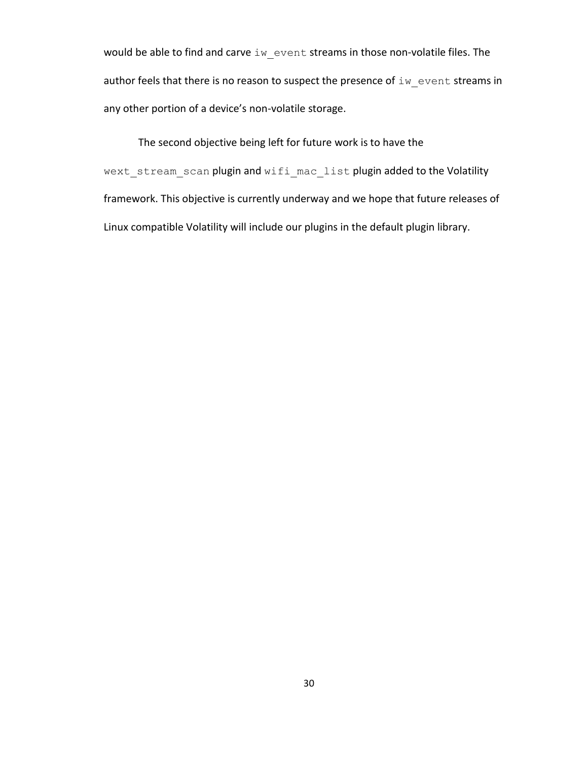would be able to find and carve `iw_event` streams in those non-volatile files. The author feels that there is no reason to suspect the presence of `iw_event` streams in any other portion of a device's non-volatile storage.

The second objective being left for future work is to have the `wext_stream_scan` plugin and `wifi_mac_list` plugin added to the Volatility framework. This objective is currently underway and we hope that future releases of Linux compatible Volatility will include our plugins in the default plugin library.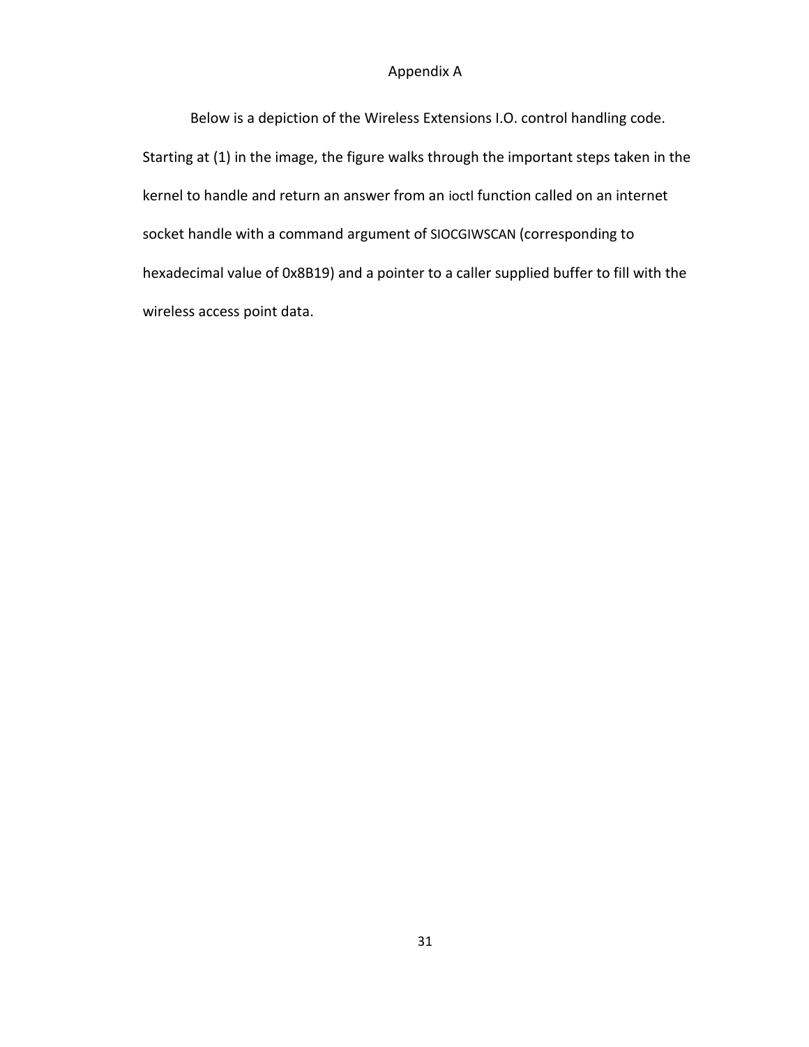# Appendix A

Below is a depiction of the Wireless Extensions I.O. control handling code. Starting at (1) in the image, the figure walks through the important steps taken in the kernel to handle and return an answer from an ioctl function called on an internet socket handle with a command argument of SIOCGIWSCAN (corresponding to hexadecimal value of 0x8B19) and a pointer to a caller supplied buffer to fill with the wireless access point data.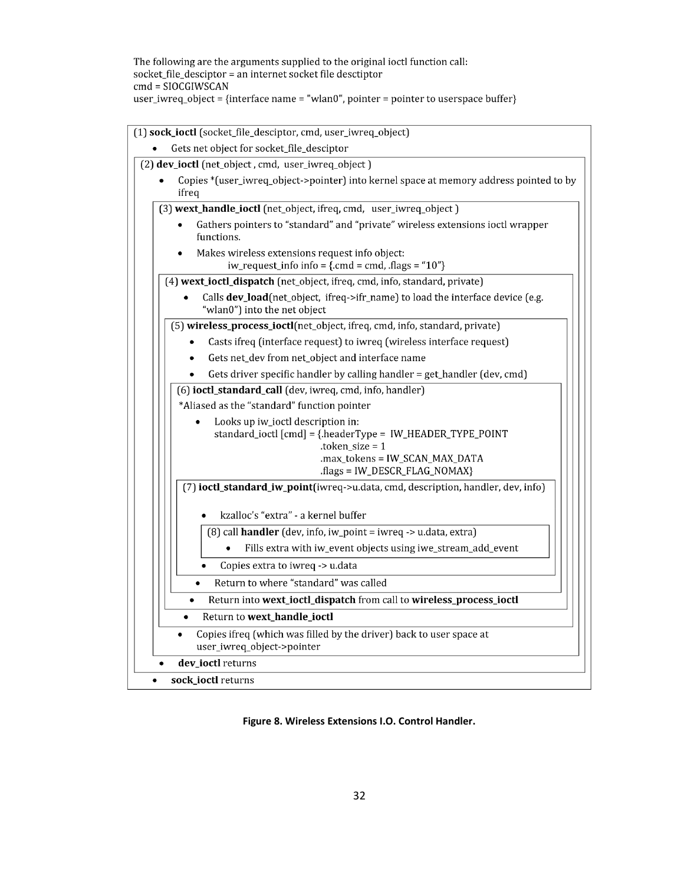The following are the arguments supplied to the original ioctl function call:
socket_file_desciptor = an internet socket file desctiptor
cmd = SIOCGIWSCAN
user_iwreq_object = {interface name = "wlan0", pointer = pointer to userspace buffer}

(1) **sock_ioctl** (socket_file_desciptor, cmd, user_iwreq_object)

- Gets net object for socket_file_desciptor

(2) **dev_ioctl** (net_object , cmd, user_iwreq_object )

- Copies *(user_iwreq_object->pointer) into kernel space at memory address pointed to by ifreq

(3) **wext_handle_ioctl** (net_object, ifreq, cmd, user_iwreq_object )

- Gathers pointers to "standard" and "private" wireless extensions ioctl wrapper functions.
- Makes wireless extensions request info object:
  iw_request_info info = {.cmd = cmd, .flags = "10"}

(4) **wext_ioctl_dispatch** (net_object, ifreq, cmd, info, standard, private)

- Calls **dev_load**(net_object, ifreq->ifr_name) to load the interface device (e.g. "wlan0") into the net object

(5) **wireless_process_ioctl**(net_object, ifreq, cmd, info, standard, private)

- Casts ifreq (interface request) to iwreq (wireless interface request)
- Gets net_dev from net_object and interface name
- Gets driver specific handler by calling handler = get_handler (dev, cmd)

(6) **ioctl_standard_call** (dev, iwreq, cmd, info, handler)

*Aliased as the "standard" function pointer

- Looks up iw_ioctl description in:
  standard_ioctl [cmd] = {.headerType = IW_HEADER_TYPE_POINT
  .token_size = 1
  .max_tokens = IW_SCAN_MAX_DATA
  .flags = IW_DESCR_FLAG_NOMAX}

(7) **ioctl_standard_iw_point**(iwreq->u.data, cmd, description, handler, dev, info)

- kzalloc's "extra" - a kernel buffer

(8) call **handler** (dev, info, iw_point = iwreq -> u.data, extra)

- Fills extra with iw_event objects using iwe_stream_add_event

- Copies extra to iwreq -> u.data
- Return to where "standard" was called
- Return into **wext_ioctl_dispatch** from call to **wireless_process_ioctl**
- Return to **wext_handle_ioctl**
- Copies ifreq (which was filled by the driver) back to user space at user_iwreq_object->pointer
- **dev_ioctl** returns
- **sock_ioctl** returns

**Figure 8. Wireless Extensions I.O. Control Handler.**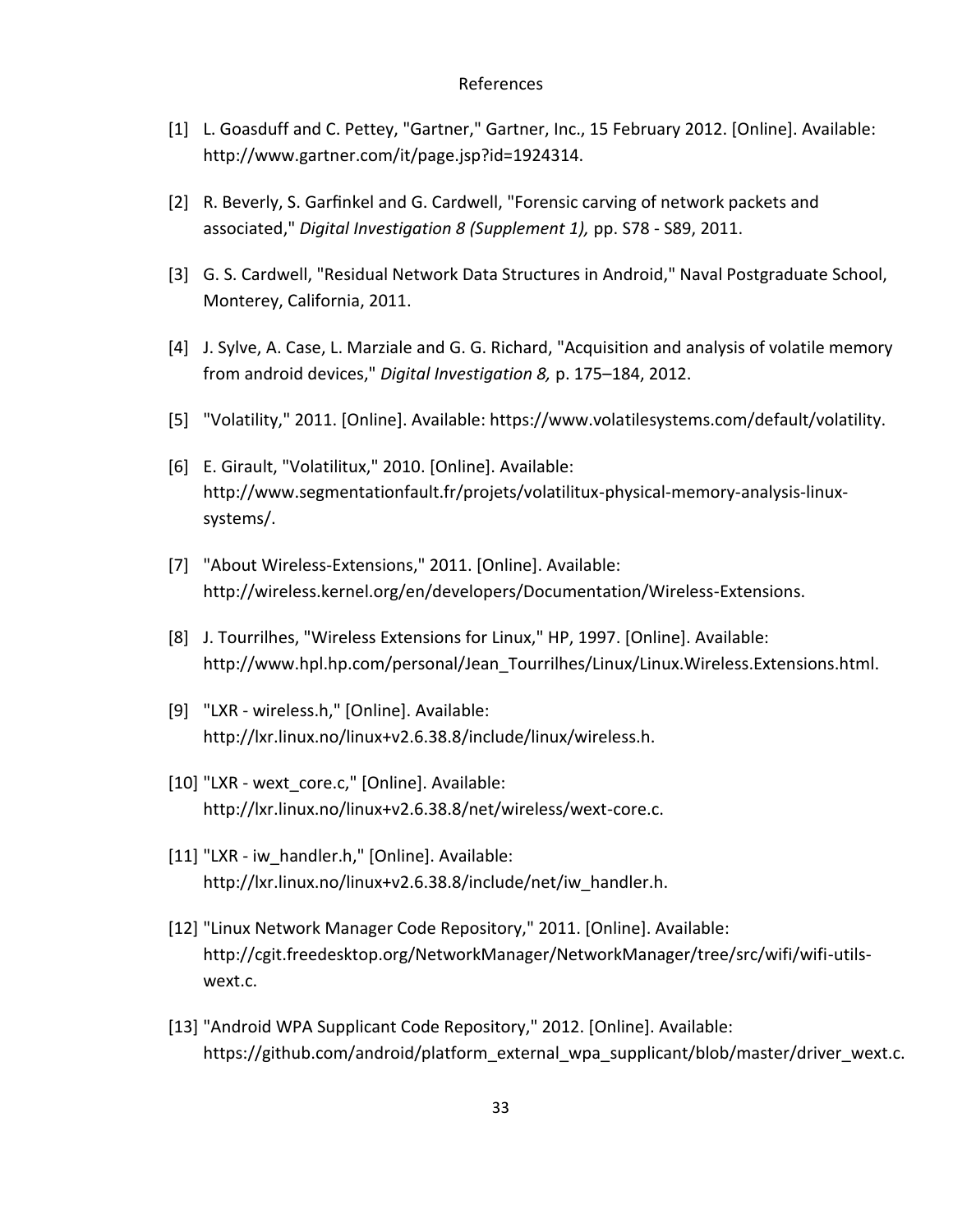# References

[1] L. Goasduff and C. Pettey, "Gartner," Gartner, Inc., 15 February 2012. [Online]. Available: http://www.gartner.com/it/page.jsp?id=1924314.

[2] R. Beverly, S. Garfinkel and G. Cardwell, "Forensic carving of network packets and associated," *Digital Investigation 8 (Supplement 1),* pp. S78 - S89, 2011.

[3] G. S. Cardwell, "Residual Network Data Structures in Android," Naval Postgraduate School, Monterey, California, 2011.

[4] J. Sylve, A. Case, L. Marziale and G. G. Richard, "Acquisition and analysis of volatile memory from android devices," *Digital Investigation 8,* p. 175–184, 2012.

[5] "Volatility," 2011. [Online]. Available: https://www.volatilesystems.com/default/volatility.

[6] E. Girault, "Volatilitux," 2010. [Online]. Available: http://www.segmentationfault.fr/projets/volatilitux-physical-memory-analysis-linux-systems/.

[7] "About Wireless-Extensions," 2011. [Online]. Available: http://wireless.kernel.org/en/developers/Documentation/Wireless-Extensions.

[8] J. Tourrilhes, "Wireless Extensions for Linux," HP, 1997. [Online]. Available: http://www.hpl.hp.com/personal/Jean_Tourrilhes/Linux/Linux.Wireless.Extensions.html.

[9] "LXR - wireless.h," [Online]. Available: http://lxr.linux.no/linux+v2.6.38.8/include/linux/wireless.h.

[10] "LXR - wext_core.c," [Online]. Available: http://lxr.linux.no/linux+v2.6.38.8/net/wireless/wext-core.c.

[11] "LXR - iw_handler.h," [Online]. Available: http://lxr.linux.no/linux+v2.6.38.8/include/net/iw_handler.h.

[12] "Linux Network Manager Code Repository," 2011. [Online]. Available: http://cgit.freedesktop.org/NetworkManager/NetworkManager/tree/src/wifi/wifi-utils-wext.c.

[13] "Android WPA Supplicant Code Repository," 2012. [Online]. Available: https://github.com/android/platform_external_wpa_supplicant/blob/master/driver_wext.c.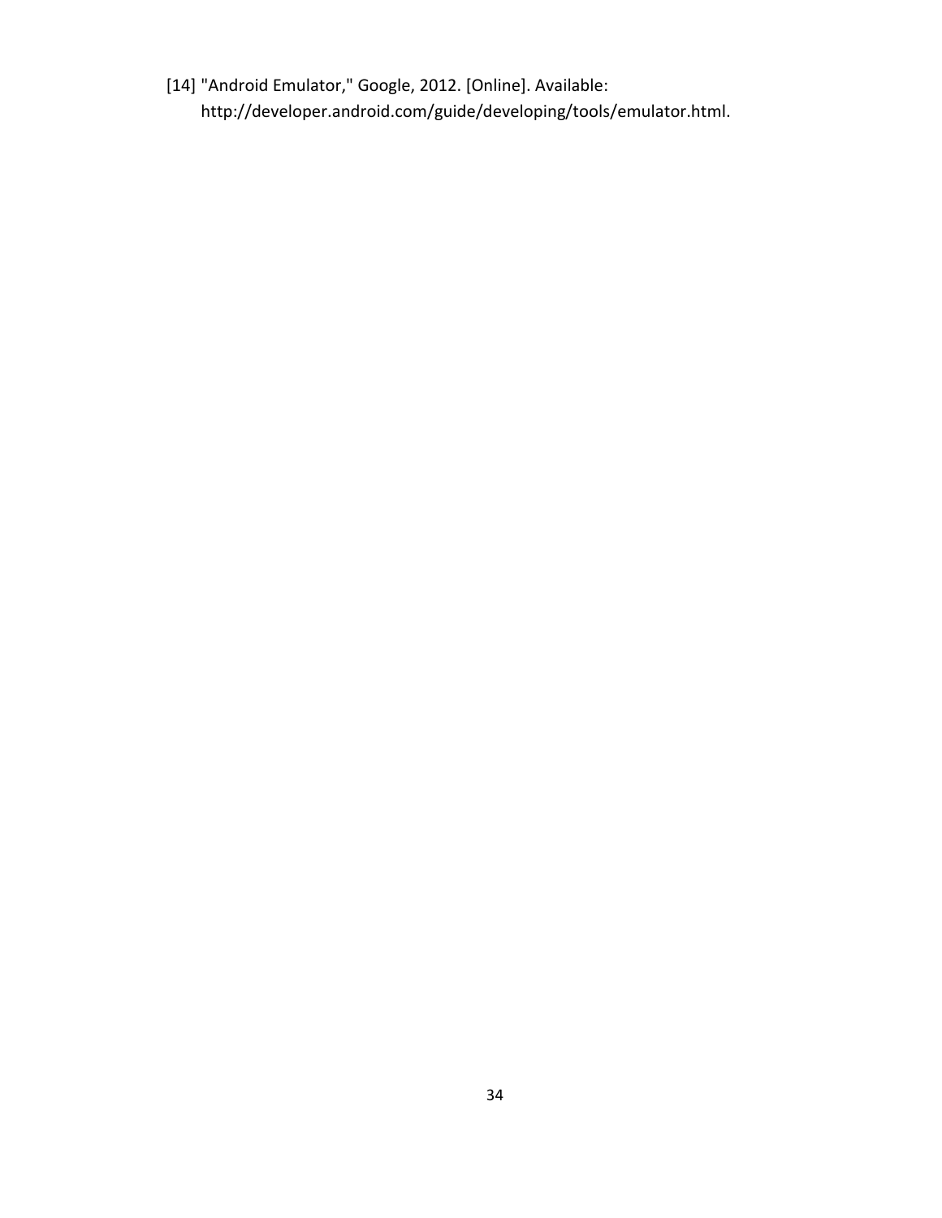[14] "Android Emulator," Google, 2012. [Online]. Available: http://developer.android.com/guide/developing/tools/emulator.html.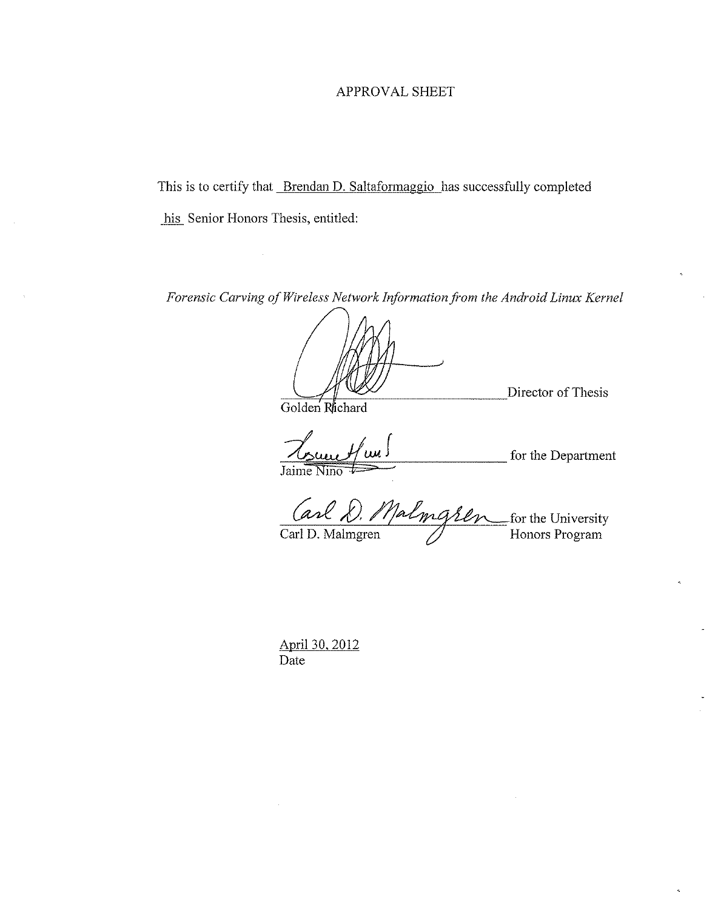# APPROVAL SHEET

This is to certify that Brendan D. Saltaformaggio has successfully completed his Senior Honors Thesis, entitled:

*Forensic Carving of Wireless Network Information from the Android Linux Kernel*

\_\_\_\_\_\_\_\_\_\_\_\_\_\_\_\_\_\_\_\_\_\_\_\_\_\_\_\_ Director of Thesis
Golden Richard

\_\_\_\_\_\_\_\_\_\_\_\_\_\_\_\_\_\_\_\_\_\_\_\_\_\_\_\_ for the Department
Jaime Nino

\_\_\_\_\_\_\_\_\_\_\_\_\_\_\_\_\_\_\_\_\_\_\_\_\_\_\_\_ for the University Honors Program
Carl D. Malmgren

April 30, 2012
Date